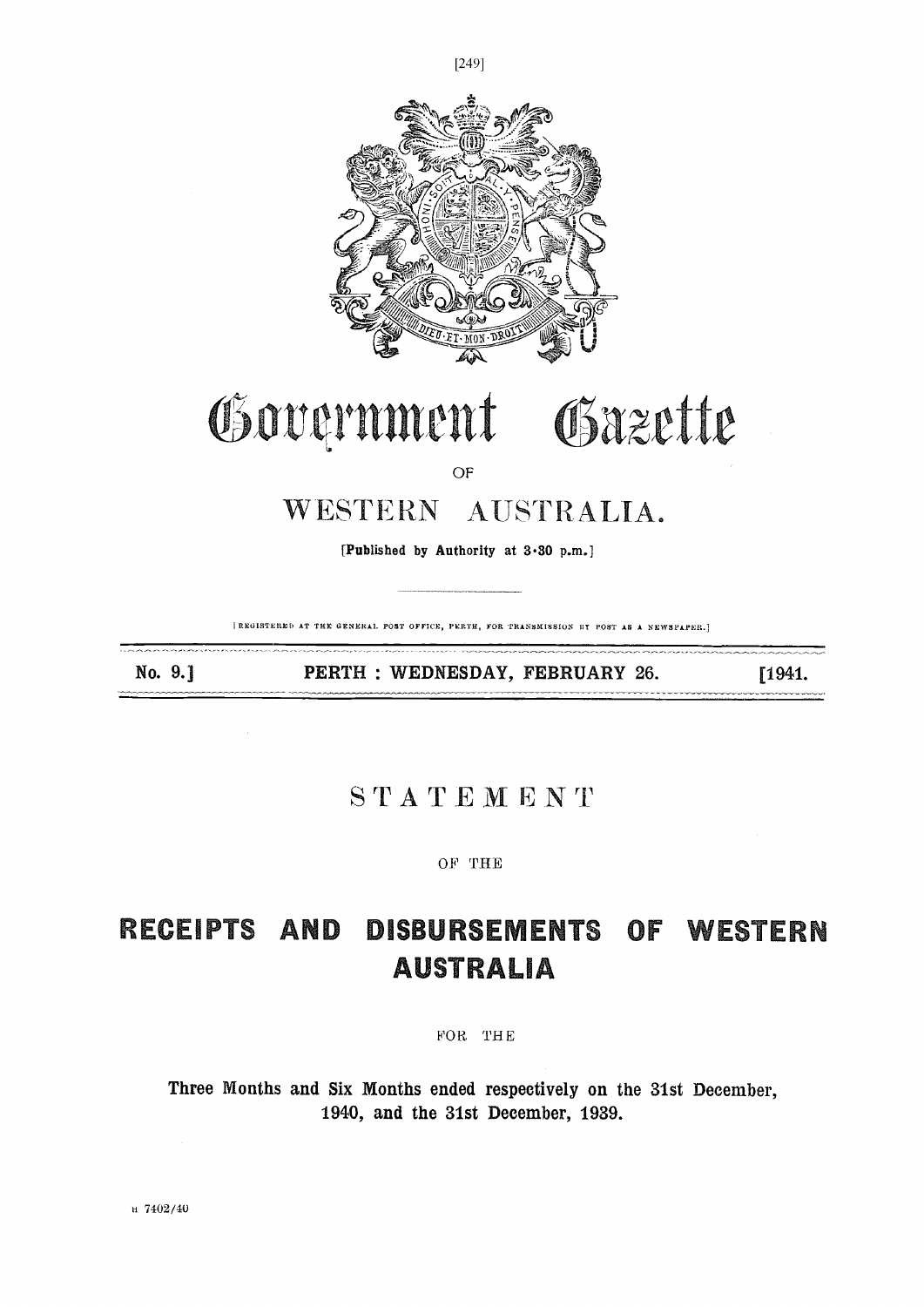# Government Gazette

OF

# WESTERN AUSTRALIA.

**[Published by Authority at 3·30 p.m.]**

[REGISTERED AT THE GENERAL POST OFFICE, PERTH, FOR TRANSMISSION BY POST AS A NEWSPAPER.]

**No. 9.] PERTH : WEDNESDAY, FEBRUARY 26. [1941.**

## STATEMENT

OF THE

# RECEIPTS AND DISBURSEMENTS OF WESTERN AUSTRALIA

FOR THE

**Three Months and Six Months ended respectively on the 31st December, 1940, and the 31st December, 1939.**

H 7402/40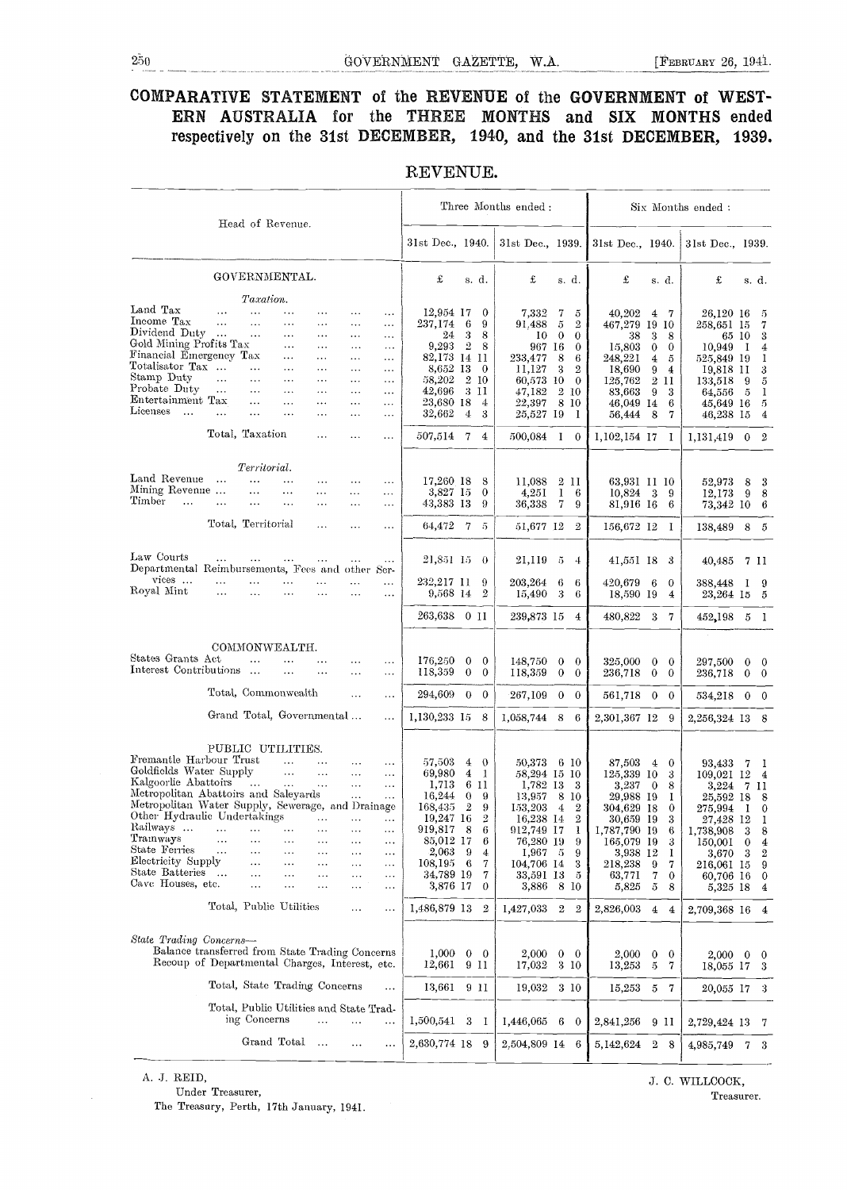## COMPARATIVE STATEMENT of the REVENUE of the GOVERNMENT of WESTERN AUSTRALIA for the THREE MONTHS and SIX MONTHS ended respectively on the 31st DECEMBER, 1940, and the 31st DECEMBER, 1939.

### REVENUE.

| Head of Revenue. | Three Months ended: | | Six Months ended: | |
|---|---|---|---|---|
| | 31st Dec., 1940. | 31st Dec., 1939. | 31st Dec., 1940. | 31st Dec., 1939. |
| GOVERNMENTAL. | £ s. d. | £ s. d. | £ s. d. | £ s. d. |
| *Taxation.* | | | | |
| Land Tax | 12,954 17 0 | 7,332 7 5 | 40,202 4 7 | 26,120 16 5 |
| Income Tax | 237,174 6 9 | 91,488 5 2 | 467,279 19 10 | 258,651 15 7 |
| Dividend Duty | 24 3 8 | 10 0 0 | 38 3 8 | 65 10 3 |
| Gold Mining Profits Tax | 9,293 2 8 | 967 16 0 | 15,803 0 0 | 10,949 1 4 |
| Financial Emergency Tax | 82,173 14 11 | 233,477 8 6 | 248,221 4 5 | 525,849 19 1 |
| Totalisator Tax | 8,652 13 0 | 11,127 3 2 | 18,690 9 4 | 19,818 11 3 |
| Stamp Duty | 58,202 2 10 | 60,573 10 0 | 125,762 2 11 | 133,518 9 5 |
| Probate Duty | 42,696 3 11 | 47,182 2 10 | 83,663 9 3 | 64,556 5 1 |
| Entertainment Tax | 23,680 18 4 | 22,397 8 10 | 46,049 14 6 | 45,649 16 5 |
| Licenses | 32,662 4 3 | 25,527 19 1 | 56,444 8 7 | 46,238 15 4 |
| Total, Taxation | 507,514 7 4 | 500,084 1 0 | 1,102,154 17 1 | 1,131,419 0 2 |
| *Territorial.* | | | | |
| Land Revenue | 17,260 18 8 | 11,088 2 11 | 63,931 11 10 | 52,973 8 3 |
| Mining Revenue | 3,827 15 0 | 4,251 1 6 | 10,824 3 9 | 12,173 9 8 |
| Timber | 43,383 13 9 | 36,338 7 9 | 81,916 16 6 | 73,342 10 6 |
| Total, Territorial | 64,472 7 5 | 51,677 12 2 | 156,672 12 1 | 138,489 8 5 |
| Law Courts | 21,851 15 0 | 21,119 5 4 | 41,551 18 3 | 40,485 7 11 |
| Departmental Reimbursements, Fees and other Services | 232,217 11 9 | 203,264 6 6 | 420,679 6 0 | 388,448 1 9 |
| Royal Mint | 9,568 14 2 | 15,490 3 6 | 18,590 19 4 | 23,264 15 5 |
| | 263,638 0 11 | 239,873 15 4 | 480,822 3 7 | 452,198 5 1 |
| COMMONWEALTH. | | | | |
| States Grants Act | 176,250 0 0 | 148,750 0 0 | 325,000 0 0 | 297,500 0 0 |
| Interest Contributions | 118,359 0 0 | 118,359 0 0 | 236,718 0 0 | 236,718 0 0 |
| Total, Commonwealth | 294,609 0 0 | 267,109 0 0 | 561,718 0 0 | 534,218 0 0 |
| Grand Total, Governmental | 1,130,233 15 8 | 1,058,744 8 6 | 2,301,367 12 9 | 2,256,324 13 8 |
| PUBLIC UTILITIES. | | | | |
| Fremantle Harbour Trust | 57,503 4 0 | 50,373 6 10 | 87,503 4 0 | 93,433 7 1 |
| Goldfields Water Supply | 69,980 4 1 | 58,294 15 10 | 125,339 10 3 | 109,021 12 4 |
| Kalgoorlie Abattoirs | 1,713 6 11 | 1,782 13 3 | 3,237 0 8 | 3,224 7 11 |
| Metropolitan Abattoirs and Saleyards | 16,244 0 9 | 13,957 8 10 | 29,988 19 1 | 25,592 18 8 |
| Metropolitan Water Supply, Sewerage, and Drainage | 168,435 2 9 | 153,203 4 2 | 304,629 18 0 | 275,994 1 0 |
| Other Hydraulic Undertakings | 19,247 16 2 | 16,238 14 2 | 30,659 19 3 | 27,428 12 1 |
| Railways | 919,817 8 6 | 912,749 17 1 | 1,787,790 19 6 | 1,738,908 3 8 |
| Tramways | 85,012 17 6 | 76,280 19 9 | 165,079 19 3 | 150,001 0 4 |
| State Ferries | 2,063 9 4 | 1,967 5 9 | 3,938 12 1 | 3,670 3 2 |
| Electricity Supply | 108,195 6 7 | 104,706 14 3 | 218,238 9 7 | 216,061 15 9 |
| State Batteries | 34,789 19 7 | 33,591 13 5 | 63,771 7 0 | 60,706 16 0 |
| Cave Houses, etc. | 3,876 17 0 | 3,886 8 10 | 5,825 5 8 | 5,325 18 4 |
| Total, Public Utilities | 1,486,879 13 2 | 1,427,033 2 2 | 2,826,003 4 4 | 2,709,368 16 4 |
| *State Trading Concerns*— | | | | |
| Balance transferred from State Trading Concerns | 1,000 0 0 | 2,000 0 0 | 2,000 0 0 | 2,000 0 0 |
| Recoup of Departmental Charges, Interest, etc. | 12,661 9 11 | 17,032 3 10 | 13,253 5 7 | 18,055 17 3 |
| Total, State Trading Concerns | 13,661 9 11 | 19,032 3 10 | 15,253 5 7 | 20,055 17 3 |
| Total, Public Utilities and State Trading Concerns | 1,500,541 3 1 | 1,446,065 6 0 | 2,841,256 9 11 | 2,729,424 13 7 |
| Grand Total | 2,630,774 18 9 | 2,504,809 14 6 | 5,142,624 2 8 | 4,985,749 7 3 |

A. J. REID,
Under Treasurer,
The Treasury, Perth, 17th January, 1941.

J. C. WILLCOCK,
Treasurer.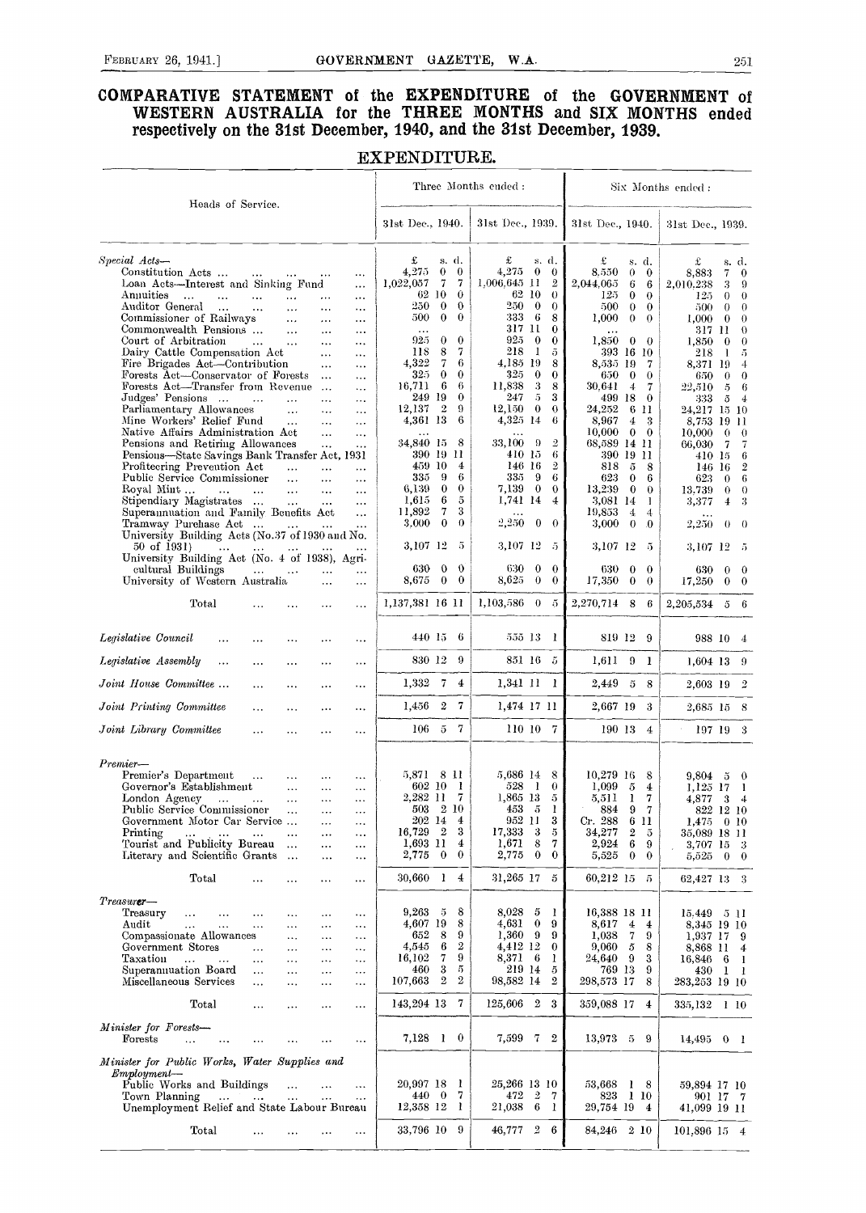# COMPARATIVE STATEMENT of the EXPENDITURE of the GOVERNMENT of WESTERN AUSTRALIA for the THREE MONTHS and SIX MONTHS ended respectively on the 31st December, 1940, and the 31st December, 1939.

## EXPENDITURE.

| Heads of Service. | Three Months ended: 31st Dec., 1940. | Three Months ended: 31st Dec., 1939. | Six Months ended: 31st Dec., 1940. | Six Months ended: 31st Dec., 1939. |
|---|---|---|---|---|
| | £ s. d. | £ s. d. | £ s. d. | £ s. d. |
| *Special Acts—* | | | | |
| Constitution Acts ... | 4,275 0 0 | 4,275 0 0 | 8,550 0 0 | 8,883 7 0 |
| Loan Acts—Interest and Sinking Fund ... | 1,022,057 7 7 | 1,006,645 11 2 | 2,044,065 6 6 | 2,010,238 3 9 |
| Annuities ... | 62 10 0 | 62 10 0 | 125 0 0 | 125 0 0 |
| Auditor General ... | 250 0 0 | 250 0 0 | 500 0 0 | 500 0 0 |
| Commissioner of Railways ... | 500 0 0 | 333 6 8 | 1,000 0 0 | 1,000 0 0 |
| Commonwealth Pensions ... | ... | 317 11 0 | ... | 317 11 0 |
| Court of Arbitration ... | 925 0 0 | 925 0 0 | 1,850 0 0 | 1,850 0 0 |
| Dairy Cattle Compensation Act ... | 118 8 7 | 218 1 5 | 393 16 10 | 218 1 5 |
| Fire Brigades Act—Contribution ... | 4,322 7 6 | 4,185 19 8 | 8,535 19 7 | 8,371 19 4 |
| Forests Act—Conservator of Forests ... | 325 0 0 | 325 0 0 | 650 0 0 | 650 0 0 |
| Forests Act—Transfer from Revenue ... | 16,711 6 6 | 11,838 3 8 | 30,641 4 7 | 22,510 5 6 |
| Judges' Pensions ... | 249 19 0 | 247 5 3 | 499 18 0 | 333 5 4 |
| Parliamentary Allowances ... | 12,137 2 9 | 12,150 0 0 | 24,252 6 11 | 24,217 15 10 |
| Mine Workers' Relief Fund ... | 4,361 13 6 | 4,325 14 6 | 8,967 4 3 | 8,753 19 11 |
| Native Affairs Administration Act ... | ... | ... | 10,000 0 0 | 10,000 0 0 |
| Pensions and Retiring Allowances ... | 34,840 15 8 | 33,100 9 2 | 68,589 14 11 | 66,030 7 7 |
| Pensions—State Savings Bank Transfer Act, 1931 | 390 19 11 | 410 15 6 | 390 19 11 | 410 15 6 |
| Profiteering Prevention Act ... | 459 10 4 | 146 16 2 | 818 5 8 | 146 16 2 |
| Public Service Commissioner ... | 335 9 6 | 335 9 6 | 623 0 6 | 623 0 6 |
| Royal Mint ... | 6,139 0 0 | 7,139 0 0 | 13,239 0 0 | 13,739 0 0 |
| Stipendiary Magistrates ... | 1,615 6 5 | 1,741 14 4 | 3,081 14 1 | 3,377 4 3 |
| Superannuation and Family Benefits Act ... | 11,892 7 3 | ... | 19,853 4 4 | ... |
| Tramway Purchase Act ... | 3,000 0 0 | 2,250 0 0 | 3,000 0 0 | 2,250 0 0 |
| University Building Acts (No. 37 of 1930 and No. 50 of 1931) ... | 3,107 12 5 | 3,107 12 5 | 3,107 12 5 | 3,107 12 5 |
| University Building Act (No. 4 of 1938), Agricultural Buildings ... | 630 0 0 | 630 0 0 | 630 0 0 | 630 0 0 |
| University of Western Australia ... | 8,675 0 0 | 8,625 0 0 | 17,350 0 0 | 17,250 0 0 |
| Total ... | 1,137,381 16 11 | 1,103,586 0 5 | 2,270,714 8 6 | 2,205,534 5 6 |
| *Legislative Council* ... | 440 15 6 | 555 13 1 | 819 12 9 | 988 10 4 |
| *Legislative Assembly* ... | 830 12 9 | 851 16 5 | 1,611 9 1 | 1,604 13 9 |
| *Joint House Committee* ... | 1,332 7 4 | 1,341 11 1 | 2,449 5 8 | 2,603 19 2 |
| *Joint Printing Committee* ... | 1,456 2 7 | 1,474 17 11 | 2,667 19 3 | 2,685 15 8 |
| *Joint Library Committee* ... | 106 5 7 | 110 10 7 | 190 13 4 | 197 19 3 |
| *Premier—* | | | | |
| Premier's Department ... | 5,871 8 11 | 5,686 14 8 | 10,279 16 8 | 9,804 5 0 |
| Governor's Establishment ... | 602 10 1 | 528 1 0 | 1,099 5 4 | 1,125 17 1 |
| London Agency ... | 2,282 11 7 | 1,865 13 5 | 5,511 1 7 | 4,877 3 4 |
| Public Service Commissioner ... | 503 2 10 | 453 5 1 | 884 9 7 | 822 12 10 |
| Government Motor Car Service ... | 202 14 4 | 952 11 3 | Cr. 288 6 11 | 1,475 0 10 |
| Printing ... | 16,729 2 3 | 17,333 3 5 | 34,277 2 5 | 35,089 18 11 |
| Tourist and Publicity Bureau ... | 1,693 11 4 | 1,671 8 7 | 2,924 6 9 | 3,707 15 3 |
| Literary and Scientific Grants ... | 2,775 0 0 | 2,775 0 0 | 5,525 0 0 | 5,525 0 0 |
| Total ... | 30,660 1 4 | 31,265 17 5 | 60,212 15 5 | 62,427 13 3 |
| *Treasurer—* | | | | |
| Treasury ... | 9,263 5 8 | 8,028 5 1 | 16,388 18 11 | 15,449 5 11 |
| Audit ... | 4,607 19 8 | 4,631 0 9 | 8,617 4 4 | 8,345 19 10 |
| Compassionate Allowances ... | 652 8 9 | 1,360 9 9 | 1,038 7 9 | 1,937 17 9 |
| Government Stores ... | 4,545 6 2 | 4,412 12 0 | 9,060 5 8 | 8,868 11 4 |
| Taxation ... | 16,102 7 9 | 8,371 6 1 | 24,640 9 3 | 16,846 6 1 |
| Superannuation Board ... | 460 3 5 | 219 14 5 | 769 13 9 | 430 1 1 |
| Miscellaneous Services ... | 107,663 2 2 | 98,582 14 2 | 298,573 17 8 | 283,253 19 10 |
| Total ... | 143,294 13 7 | 125,606 2 3 | 359,088 17 4 | 335,132 1 10 |
| *Minister for Forests—* | | | | |
| Forests ... | 7,128 1 0 | 7,599 7 2 | 13,973 5 9 | 14,495 0 1 |
| *Minister for Public Works, Water Supplies and Employment—* | | | | |
| Public Works and Buildings ... | 20,997 18 1 | 25,266 13 10 | 53,668 1 8 | 59,894 17 10 |
| Town Planning ... | 440 0 7 | 472 2 7 | 823 1 10 | 901 17 7 |
| Unemployment Relief and State Labour Bureau | 12,358 12 1 | 21,038 6 1 | 29,754 19 4 | 41,099 19 11 |
| Total ... | 33,796 10 9 | 46,777 2 6 | 84,246 2 10 | 101,896 15 4 |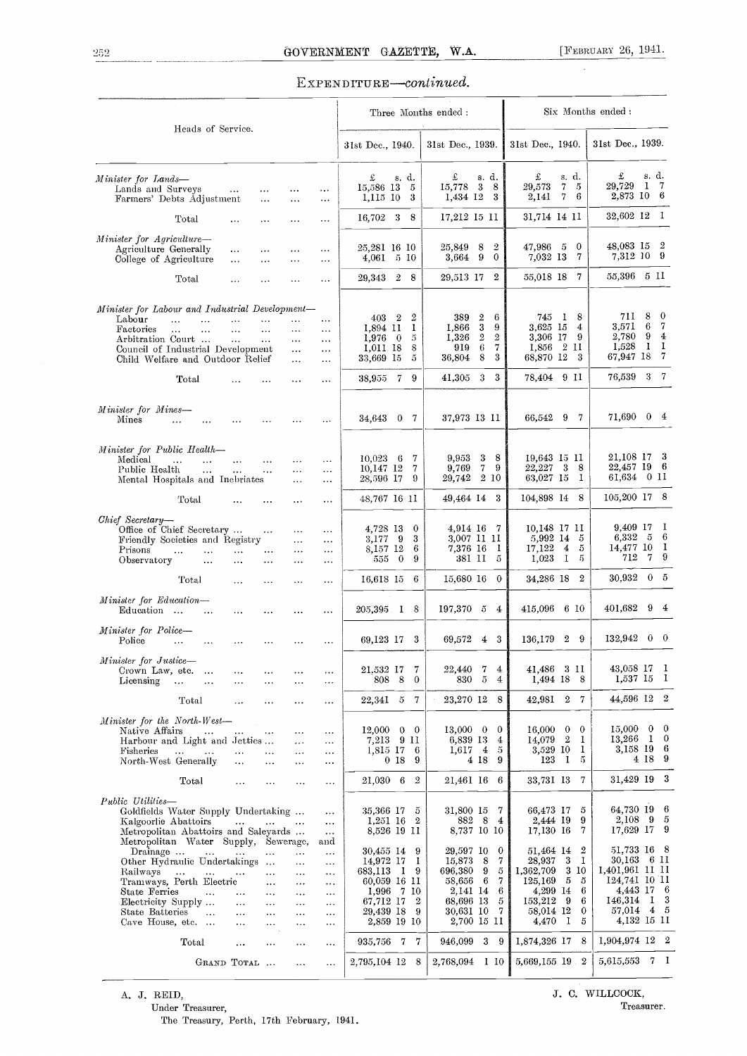## Expenditure—*continued.*

| Heads of Service. | Three Months ended : | | Six Months ended : | |
|---|---|---|---|---|
| | 31st Dec., 1940. | 31st Dec., 1939. | 31st Dec., 1940. | 31st Dec., 1939. |
| | £ s. d. | £ s. d. | £ s. d. | £ s. d. |
| *Minister for Lands—* | | | | |
| Lands and Surveys ... ... ... ... | 15,586 13 5 | 15,778 3 8 | 29,573 7 5 | 29,729 1 7 |
| Farmers' Debts Adjustment ... ... ... | 1,115 10 3 | 1,434 12 3 | 2,141 7 6 | 2,873 10 6 |
| Total ... ... ... ... | 16,702 3 8 | 17,212 15 11 | 31,714 14 11 | 32,602 12 1 |
| *Minister for Agriculture—* | | | | |
| Agriculture Generally ... ... ... ... | 25,281 16 10 | 25,849 8 2 | 47,986 5 0 | 48,083 15 2 |
| College of Agriculture ... ... ... ... | 4,061 5 10 | 3,664 9 0 | 7,032 13 7 | 7,312 10 9 |
| Total ... ... ... ... | 29,343 2 8 | 29,513 17 2 | 55,018 18 7 | 55,396 5 11 |
| *Minister for Labour and Industrial Development—* | | | | |
| Labour ... ... ... ... ... ... | 403 2 2 | 389 2 6 | 745 1 8 | 711 8 0 |
| Factories ... ... ... ... ... ... | 1,894 11 1 | 1,866 3 9 | 3,625 15 4 | 3,571 6 7 |
| Arbitration Court ... ... ... ... ... | 1,976 0 5 | 1,326 2 2 | 3,306 17 9 | 2,780 9 4 |
| Council of Industrial Development ... ... | 1,011 18 8 | 919 6 7 | 1,856 2 11 | 1,528 1 1 |
| Child Welfare and Outdoor Relief ... ... | 33,669 15 5 | 36,804 8 3 | 68,870 12 3 | 67,947 18 7 |
| Total ... ... ... ... | 38,955 7 9 | 41,305 3 3 | 78,404 9 11 | 76,539 3 7 |
| *Minister for Mines—* | | | | |
| Mines ... ... ... ... ... ... | 34,643 0 7 | 37,973 13 11 | 66,542 9 7 | 71,690 0 4 |
| *Minister for Public Health—* | | | | |
| Medical ... ... ... ... ... ... | 10,023 6 7 | 9,953 3 8 | 19,643 15 11 | 21,108 17 3 |
| Public Health ... ... ... ... ... | 10,147 12 7 | 9,769 7 9 | 22,227 3 8 | 22,457 19 6 |
| Mental Hospitals and Inebriates ... ... | 28,596 17 9 | 29,742 2 10 | 63,027 15 1 | 61,634 0 11 |
| Total ... ... ... ... | 48,767 16 11 | 49,464 14 3 | 104,898 14 8 | 105,200 17 8 |
| *Chief Secretary—* | | | | |
| Office of Chief Secretary ... ... ... ... | 4,728 13 0 | 4,914 16 7 | 10,148 17 11 | 9,409 17 1 |
| Friendly Societies and Registry ... ... | 3,177 9 3 | 3,007 11 11 | 5,992 14 5 | 6,332 5 6 |
| Prisons ... ... ... ... ... ... | 8,157 12 6 | 7,376 16 1 | 17,122 4 5 | 14,477 10 1 |
| Observatory ... ... ... ... ... | 555 0 9 | 381 11 5 | 1,023 1 5 | 712 7 9 |
| Total ... ... ... ... | 16,618 15 6 | 15,680 16 0 | 34,286 18 2 | 30,932 0 5 |
| *Minister for Education—* | | | | |
| Education ... ... ... ... ... | 205,395 1 8 | 197,370 5 4 | 415,096 6 10 | 401,682 9 4 |
| *Minister for Police—* | | | | |
| Police ... ... ... ... ... ... | 69,123 17 3 | 69,572 4 3 | 136,179 2 9 | 132,942 0 0 |
| *Minister for Justice—* | | | | |
| Crown Law, etc. ... ... ... ... ... | 21,532 17 7 | 22,440 7 4 | 41,486 3 11 | 43,058 17 1 |
| Licensing ... ... ... ... ... ... | 808 8 0 | 830 5 4 | 1,494 18 8 | 1,537 15 1 |
| Total ... ... ... ... | 22,341 5 7 | 23,270 12 8 | 42,981 2 7 | 44,596 12 2 |
| *Minister for the North-West—* | | | | |
| Native Affairs ... ... ... ... ... | 12,000 0 0 | 13,000 0 0 | 16,000 0 0 | 15,000 0 0 |
| Harbour and Light and Jetties ... ... ... | 7,213 9 11 | 6,839 13 4 | 14,079 2 1 | 13,266 1 0 |
| Fisheries ... ... ... ... ... ... | 1,815 17 6 | 1,617 4 5 | 3,529 10 1 | 3,158 19 6 |
| North-West Generally ... ... ... ... | 0 18 9 | 4 18 9 | 123 1 5 | 4 18 9 |
| Total ... ... ... ... | 21,030 6 2 | 21,461 16 6 | 33,731 13 7 | 31,429 19 3 |
| *Public Utilities—* | | | | |
| Goldfields Water Supply Undertaking ... ... | 35,366 17 5 | 31,800 15 7 | 66,473 17 5 | 64,730 19 6 |
| Kalgoorlie Abattoirs ... ... ... ... | 1,251 16 2 | 882 8 4 | 2,444 19 9 | 2,108 9 5 |
| Metropolitan Abattoirs and Saleyards ... ... | 8,526 19 11 | 8,737 10 10 | 17,130 16 7 | 17,629 17 9 |
| Metropolitan Water Supply, Sewerage, and Drainage ... ... ... ... ... | 30,455 14 9 | 29,597 10 0 | 51,464 14 2 | 51,733 16 8 |
| Other Hydraulic Undertakings ... ... ... | 14,972 17 1 | 15,873 8 7 | 28,937 3 1 | 30,163 6 11 |
| Railways ... ... ... ... ... ... | 683,113 1 9 | 696,380 9 5 | 1,362,709 3 10 | 1,401,961 11 11 |
| Tramways, Perth Electric ... ... ... | 60,059 16 11 | 58,656 6 7 | 125,169 5 5 | 124,741 10 11 |
| State Ferries ... ... ... ... ... | 1,996 7 10 | 2,141 14 6 | 4,299 14 6 | 4,443 17 6 |
| Electricity Supply ... ... ... ... ... | 67,712 17 2 | 68,696 13 5 | 153,212 9 6 | 146,314 1 3 |
| State Batteries ... ... ... ... ... | 29,439 18 9 | 30,631 10 7 | 58,014 12 0 | 57,014 4 5 |
| Cave House, etc. ... ... ... ... ... | 2,859 19 10 | 2,700 15 11 | 4,470 1 5 | 4,132 15 11 |
| Total ... ... ... ... | 935,756 7 7 | 946,099 3 9 | 1,874,326 17 8 | 1,904,974 12 2 |
| GRAND TOTAL ... ... ... | 2,795,104 12 8 | 2,768,094 1 10 | 5,669,155 19 2 | 5,615,553 7 1 |

A. J. REID,
Under Treasurer,
The Treasury, Perth, 17th February, 1941.

J. C. WILLCOCK,
Treasurer.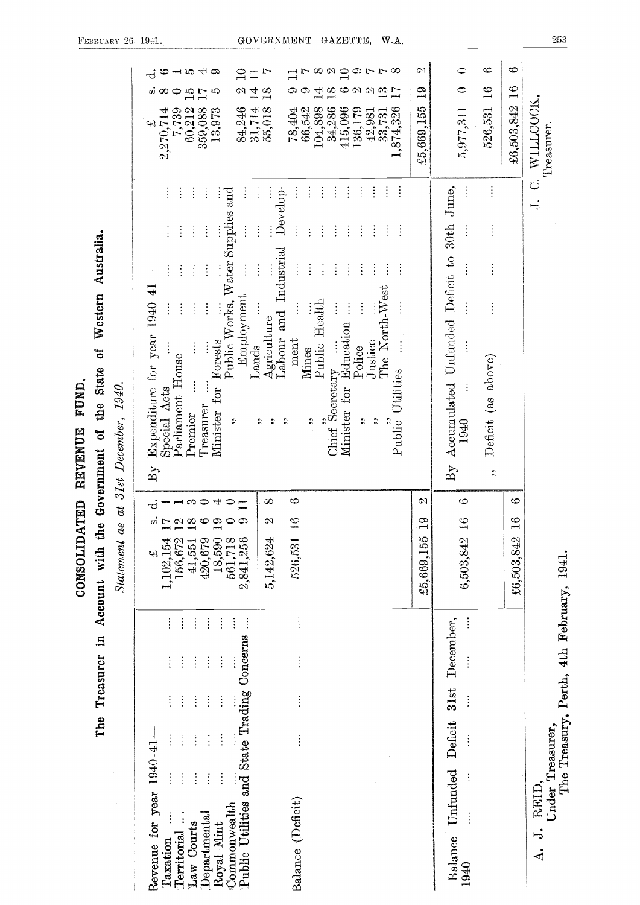# CONSOLIDATED REVENUE FUND.

## The Treasurer in Account with the Government of the State of Western Australia.

*Statement as at 31st December, 1940.*

| | £ | s. | d. | | £ | s. | d. |
|---|---|---|---|---|---|---|---|
| Revenue for year 1940-41— | | | | By Expenditure for year 1940-41— | | | |
| Taxation ... | 1,102,154 | 17 | 1 | Special Acts ... | 2,270,714 | 8 | 6 |
| Territorial ... | 156,672 | 12 | 1 | Parliament House ... | 7,739 | 0 | 1 |
| Law Courts ... | 41,551 | 18 | 3 | Premier ... | 60,212 | 15 | 5 |
| Departmental ... | 420,679 | 6 | 0 | Treasurer ... | 359,088 | 17 | 4 |
| Royal Mint ... | 18,590 | 19 | 4 | Minister for Forests ... | 13,973 | 5 | 9 |
| Commonwealth ... | 561,718 | 0 | 0 | ,, Public Works, Water Supplies and Employment ... | 84,246 | 2 | 10 |
| Public Utilities and State Trading Concerns ... | 2,841,256 | 9 | 11 | ,, Lands ... | 31,714 | 14 | 11 |
| | 5,142,624 | 2 | 8 | ,, Agriculture ... | 55,018 | 18 | 7 |
| Balance (Deficit) ... | 526,531 | 16 | 6 | ,, Labour and Industrial Development ... | 78,404 | 9 | 11 |
| | | | | ,, Mines ... | 66,542 | 9 | 7 |
| | | | | ,, Public Health ... | 104,898 | 14 | 8 |
| | | | | Chief Secretary ... | 34,286 | 18 | 2 |
| | | | | Minister for Education ... | 415,096 | 6 | 10 |
| | | | | ,, Police ... | 136,179 | 2 | 9 |
| | | | | ,, Justice ... | 42,981 | 2 | 7 |
| | | | | ,, The North-West ... | 33,731 | 13 | 7 |
| | | | | Public Utilities ... | 1,874,326 | 17 | 8 |
| | £5,669,155 | 19 | 2 | | £5,669,155 | 19 | 2 |
| Balance Unfunded Deficit 31st December, 1940 ... | 6,503,842 | 16 | 6 | By Accumulated Unfunded Deficit to 30th June, 1940 ... | 5,977,311 | 0 | 0 |
| | | | | ,, Deficit (as above) ... | 526,531 | 16 | 6 |
| | £6,503,842 | 16 | 6 | | £6,503,842 | 16 | 6 |

A. J. REID,
Under Treasurer.

The Treasury, Perth, 4th February, 1941.

J. C. WILLCOCK,
Treasurer.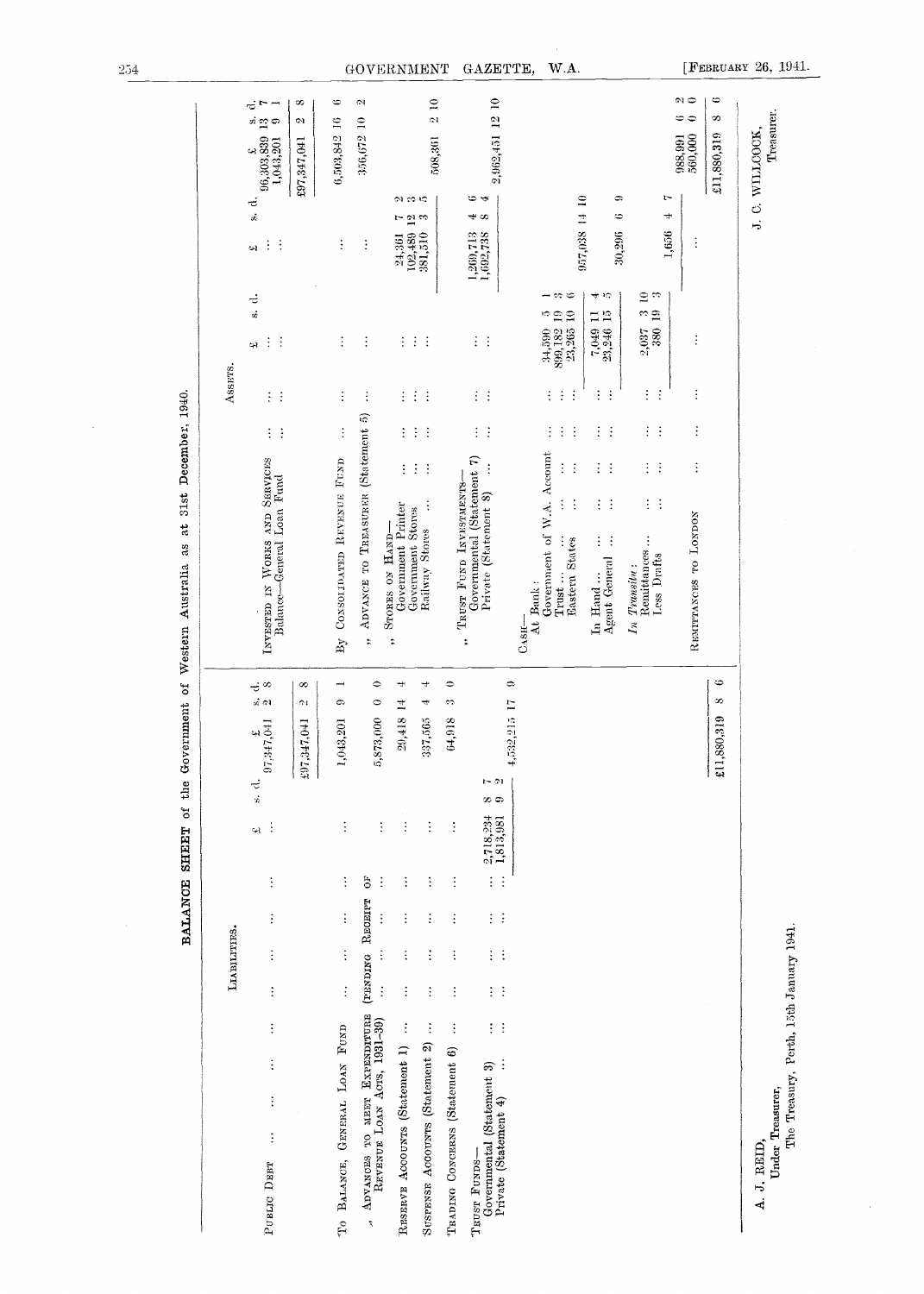# BALANCE SHEET of the Government of Western Australia as at 31st December, 1940.

## LIABILITIES.

| | £ s. d. | £ s. d. |
|---|---|---|
| PUBLIC DEBT ... ... ... ... ... ... | ... | 97,347,041 2 8 |
| | | £97,347,041 2 8 |
| To BALANCE, GENERAL LOAN FUND ... ... ... | ... | 1,043,201 9 1 |
| " ADVANCES TO MEET EXPENDITURE (PENDING RECEIPT OF REVENUE LOAN ACTS, 1931-39) ... ... ... | ... | 5,873,000 0 0 |
| RESERVE ACCOUNTS (Statement 1) ... ... ... | ... | 29,418 14 4 |
| SUSPENSE ACCOUNTS (Statement 2) ... ... ... | ... | 337,565 4 4 |
| TRADING CONCERNS (Statement 6) ... ... ... | ... | 64,918 3 0 |
| TRUST FUNDS— | | |
| Governmental (Statement 3) ... ... ... | 2,718,234 8 7 | |
| Private (Statement 4) ... ... ... ... | 1,813,981 9 2 | |
| | | 4,532,215 17 9 |
| | | £11,880,319 8 6 |

## ASSETS.

| | £ s. d. | £ s. d. | £ s. d. |
|---|---|---|---|
| INVESTED IN WORKS AND SERVICES ... ... ... | | ... | 96,303,839 13 7 |
| Balance—General Loan Fund ... ... ... | | ... | 1,043,201 9 1 |
| | | | £97,347,041 2 8 |
| By CONSOLIDATED REVENUE FUND ... ... ... | | ... | 6,503,842 16 6 |
| " ADVANCE TO TREASURER (Statement 5) ... ... | | ... | 356,672 10 2 |
| " STORES ON HAND— | | | |
| Government Printer ... ... ... | | 24,361 7 2 | |
| Government Stores ... ... ... | | 102,489 12 3 | |
| Railway Stores ... ... ... | | 381,510 3 5 | |
| | | | 508,361 2 10 |
| " TRUST FUND INVESTMENTS— | | | |
| Governmental (Statement 7) ... ... | | 1,269,713 4 6 | |
| Private (Statement 8) ... ... ... | | 1,692,738 8 4 | |
| | | | 2,962,451 12 10 |
| CASH— | | | |
| At Bank: | | | |
| Government of W.A. Account ... ... | 34,590 5 1 | | |
| Trust ... ... ... ... | 899,182 19 3 | | |
| Eastern States ... ... ... | 23,265 10 6 | | |
| | | 957,038 14 10 | |
| In Hand ... ... ... ... | 7,049 11 4 | | |
| Agent General ... ... ... | 23,246 15 5 | | |
| | | 30,296 6 9 | |
| *In Transitu:* | | | |
| Remittances ... ... ... | 2,037 3 10 | | |
| Less Drafts ... ... ... | 380 19 3 | | |
| | | 1,656 4 7 | |
| | | | 988,991 6 2 |
| REMITTANCES TO LONDON ... ... ... | | ... | 560,000 0 0 |
| | | | £11,880,319 8 6 |

A. J. REID,
Under Treasurer,
The Treasury, Perth, 15th January 1941.

J. C. WILLCOCK,
Treasurer.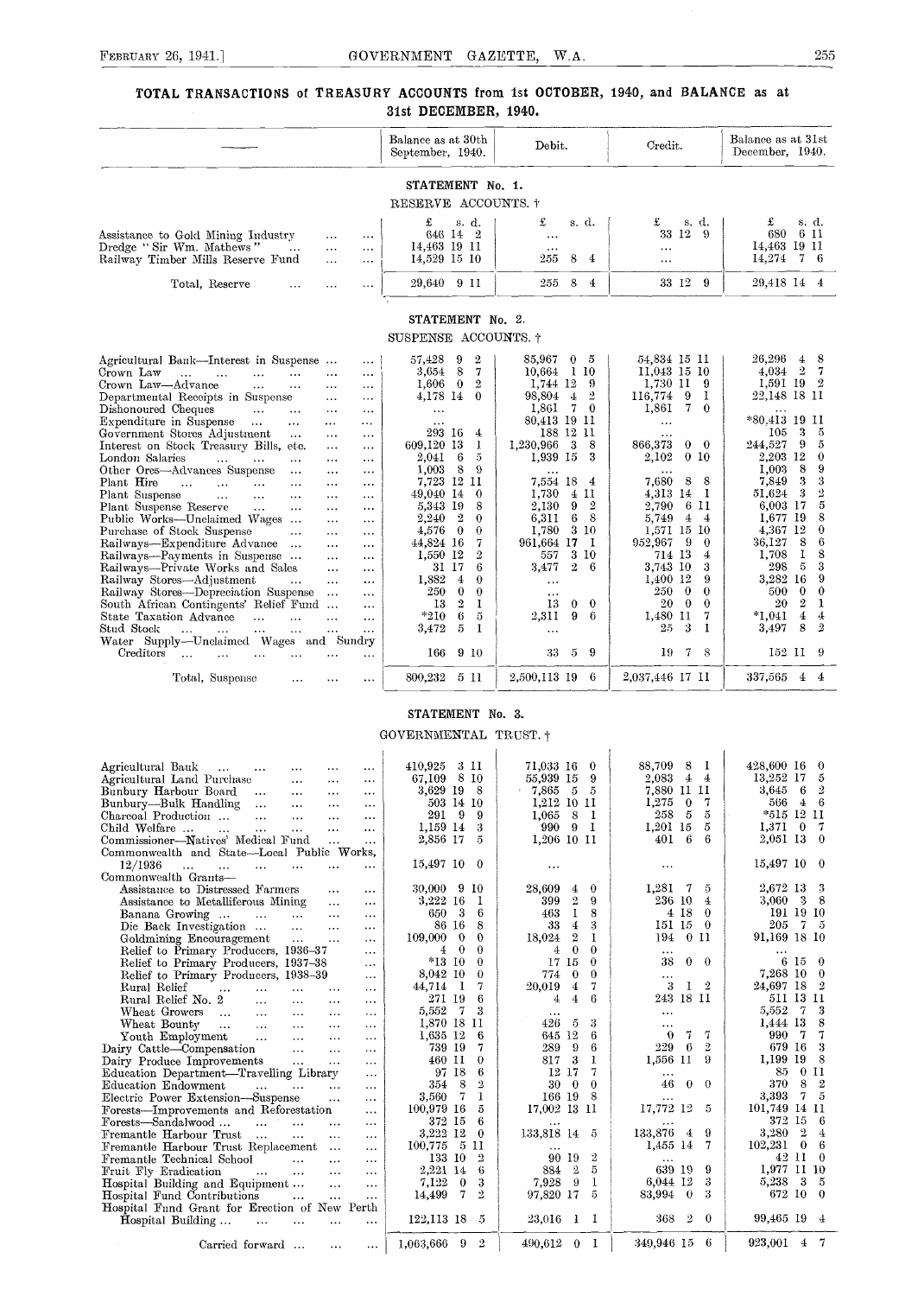## TOTAL TRANSACTIONS of TREASURY ACCOUNTS from 1st OCTOBER, 1940, and BALANCE as at 31st DECEMBER, 1940.

### STATEMENT No. 1.

RESERVE ACCOUNTS. †

| — | Balance as at 30th September, 1940. | Debit. | Credit. | Balance as at 31st December, 1940. |
|---|---|---|---|---|
| | £ s. d. | £ s. d. | £ s. d. | £ s. d. |
| Assistance to Gold Mining Industry ... ... | 646 14 2 | ... | 33 12 9 | 680 6 11 |
| Dredge "Sir Wm. Mathews" ... ... ... | 14,463 19 11 | ... | ... | 14,463 19 11 |
| Railway Timber Mills Reserve Fund ... ... | 14,529 15 10 | 255 8 4 | ... | 14,274 7 6 |
| Total, Reserve ... ... ... | 29,640 9 11 | 255 8 4 | 33 12 9 | 29,418 14 4 |

### STATEMENT No. 2.

SUSPENSE ACCOUNTS. †

| — | Balance as at 30th September, 1940. | Debit. | Credit. | Balance as at 31st December, 1940. |
|---|---|---|---|---|
| Agricultural Bank—Interest in Suspense ... ... | 57,428 9 2 | 85,967 0 5 | 54,834 15 11 | 26,296 4 8 |
| Crown Law ... ... ... ... ... ... | 3,654 8 7 | 10,664 1 10 | 11,043 15 10 | 4,034 2 7 |
| Crown Law—Advance ... ... ... ... | 1,606 0 2 | 1,744 12 9 | 1,730 11 9 | 1,591 19 2 |
| Departmental Receipts in Suspense ... ... | 4,178 14 0 | 98,804 4 2 | 116,774 9 1 | 22,148 18 11 |
| Dishonoured Cheques ... ... ... ... | ... | 1,861 7 0 | 1,861 7 0 | ... |
| Expenditure in Suspense ... ... ... ... | ... | 80,413 19 11 | ... | *80,413 19 11 |
| Government Stores Adjustment ... ... ... | 293 16 4 | 188 12 11 | ... | 105 3 5 |
| Interest on Stock Treasury Bills, etc. ... ... | 609,120 13 1 | 1,230,966 3 8 | 866,373 0 0 | 244,527 9 5 |
| London Salaries ... ... ... ... ... | 2,041 6 5 | 1,939 15 3 | 2,102 0 10 | 2,203 12 0 |
| Other Ores—Advances Suspense ... ... ... | 1,003 8 9 | ... | ... | 1,003 8 9 |
| Plant Hire ... ... ... ... ... ... | 7,723 12 11 | 7,554 18 4 | 7,680 8 8 | 7,849 3 3 |
| Plant Suspense ... ... ... ... ... | 49,040 14 0 | 1,730 4 11 | 4,313 14 1 | 51,624 3 2 |
| Plant Suspense Reserve ... ... ... ... | 5,343 19 8 | 2,130 9 2 | 2,790 6 11 | 6,003 17 5 |
| Public Works—Unclaimed Wages ... ... ... | 2,240 2 0 | 6,311 6 8 | 5,749 4 4 | 1,677 19 8 |
| Purchase of Stock Suspense ... ... ... | 4,576 0 0 | 1,780 3 10 | 1,571 15 10 | 4,367 12 0 |
| Railways—Expenditure Advance ... ... ... | 44,824 16 7 | 961,664 17 1 | 952,967 9 0 | 36,127 8 6 |
| Railways—Payments in Suspense ... ... ... | 1,550 12 2 | 557 3 10 | 714 13 4 | 1,708 1 8 |
| Railways—Private Works and Sales ... ... | 31 17 6 | 3,477 2 6 | 3,743 10 3 | 298 5 3 |
| Railway Stores—Adjustment ... ... ... | 1,882 4 0 | ... | 1,400 12 9 | 3,282 16 9 |
| Railway Stores—Depreciation Suspense ... ... | 250 0 0 | ... | 250 0 0 | 500 0 0 |
| South African Contingents' Relief Fund ... ... | 13 2 1 | 13 0 0 | 20 0 0 | 20 2 1 |
| State Taxation Advance ... ... ... ... | *210 6 5 | 2,311 9 6 | 1,480 11 7 | *1,041 4 4 |
| Stud Stock ... ... ... ... ... ... | 3,472 5 1 | ... | 25 3 1 | 3,497 8 2 |
| Water Supply—Unclaimed Wages and Sundry Creditors ... ... ... ... ... ... | 166 9 10 | 33 5 9 | 19 7 8 | 152 11 9 |
| Total, Suspense ... ... ... | 800,232 5 11 | 2,500,113 19 6 | 2,037,446 17 11 | 337,565 4 4 |

### STATEMENT No. 3.

GOVERNMENTAL TRUST. †

| — | Balance as at 30th September, 1940. | Debit. | Credit. | Balance as at 31st December, 1940. |
|---|---|---|---|---|
| Agricultural Bank ... ... ... ... ... | 410,925 3 11 | 71,033 16 0 | 88,709 8 1 | 428,600 16 0 |
| Agricultural Land Purchase ... ... ... | 67,109 8 10 | 55,939 15 9 | 2,083 4 4 | 13,252 17 5 |
| Bunbury Harbour Board ... ... ... ... | 3,629 19 8 | 7,865 5 5 | 7,880 11 11 | 3,645 6 2 |
| Bunbury—Bulk Handling ... ... ... ... | 503 14 10 | 1,212 10 11 | 1,275 0 7 | 566 4 6 |
| Charcoal Production ... ... ... ... ... | 291 9 9 | 1,065 8 1 | 258 5 5 | *515 12 11 |
| Child Welfare ... ... ... ... ... ... | 1,159 14 3 | 990 9 1 | 1,201 15 5 | 1,371 0 7 |
| Commissioner—Natives' Medical Fund ... ... | 2,856 17 5 | 1,206 10 11 | 401 6 6 | 2,051 13 0 |
| Commonwealth and State—Local Public Works, 12/1936 ... ... ... ... ... ... | 15,497 10 0 | ... | ... | 15,497 10 0 |
| Commonwealth Grants— | | | | |
| Assistance to Distressed Farmers ... ... | 30,000 9 10 | 28,609 4 0 | 1,281 7 5 | 2,672 13 3 |
| Assistance to Metalliferous Mining ... ... | 3,222 16 1 | 399 2 9 | 236 10 4 | 3,060 3 8 |
| Banana Growing ... ... ... ... ... | 650 3 6 | 463 1 8 | 4 18 0 | 191 19 10 |
| Die Back Investigation ... ... ... ... | 86 16 8 | 33 4 3 | 151 15 0 | 205 7 5 |
| Goldmining Encouragement ... ... ... | 109,000 0 0 | 18,024 2 1 | 194 0 11 | 91,169 18 10 |
| Relief to Primary Producers, 1936–37 ... | 4 0 0 | 4 0 0 | ... | ... |
| Relief to Primary Producers, 1937–38 ... | *13 10 0 | 17 15 0 | 38 0 0 | 6 15 0 |
| Relief to Primary Producers, 1938–39 ... | 8,042 10 0 | 774 0 0 | ... | 7,268 10 0 |
| Rural Relief ... ... ... ... ... | 44,714 1 7 | 20,019 4 7 | 3 1 2 | 24,697 18 2 |
| Rural Relief No. 2 ... ... ... ... | 271 19 6 | 4 4 6 | 243 18 11 | 511 13 11 |
| Wheat Growers ... ... ... ... ... | 5,552 7 3 | ... | ... | 5,552 7 3 |
| Wheat Bounty ... ... ... ... ... | 1,870 18 11 | 426 5 3 | ... | 1,444 13 8 |
| Youth Employment ... ... ... ... | 1,635 12 6 | 645 12 6 | 0 7 7 | 990 7 7 |
| Dairy Cattle—Compensation ... ... ... | 739 19 7 | 289 9 6 | 229 6 2 | 679 16 3 |
| Dairy Produce Improvements ... ... ... | 460 11 0 | 817 3 1 | 1,556 11 9 | 1,199 19 8 |
| Education Department—Travelling Library ... | 97 18 6 | 12 17 7 | ... | 85 0 11 |
| Education Endowment ... ... ... ... | 354 8 2 | 30 0 0 | 46 0 0 | 370 8 2 |
| Electric Power Extension—Suspense ... ... | 3,560 7 1 | 166 19 8 | ... | 3,393 7 5 |
| Forests—Improvements and Reforestation ... | 100,979 16 5 | 17,002 13 11 | 17,772 12 5 | 101,749 14 11 |
| Forests—Sandalwood ... ... ... ... ... | 372 15 6 | ... | ... | 372 15 6 |
| Fremantle Harbour Trust ... ... ... ... | 3,222 12 0 | 133,818 14 5 | 133,876 4 9 | 3,280 2 4 |
| Fremantle Harbour Trust Replacement ... ... | 100,775 5 11 | ... | 1,455 14 7 | 102,231 0 6 |
| Fremantle Technical School ... ... ... | 133 10 2 | 90 19 2 | ... | 42 11 0 |
| Fruit Fly Eradication ... ... ... ... | 2,221 14 6 | 884 2 5 | 639 19 9 | 1,977 11 10 |
| Hospital Building and Equipment ... ... ... | 7,122 0 3 | 7,928 9 1 | 6,044 12 3 | 5,238 3 5 |
| Hospital Fund Contributions ... ... ... | 14,499 7 2 | 97,820 17 5 | 83,994 0 3 | 672 10 0 |
| Hospital Fund Grant for Erection of New Perth Hospital Building ... ... ... ... ... | 122,113 18 5 | 23,016 1 1 | 368 2 0 | 99,465 19 4 |
| Carried forward ... ... ... | 1,063,666 9 2 | 490,612 0 1 | 349,946 15 6 | 923,001 4 7 |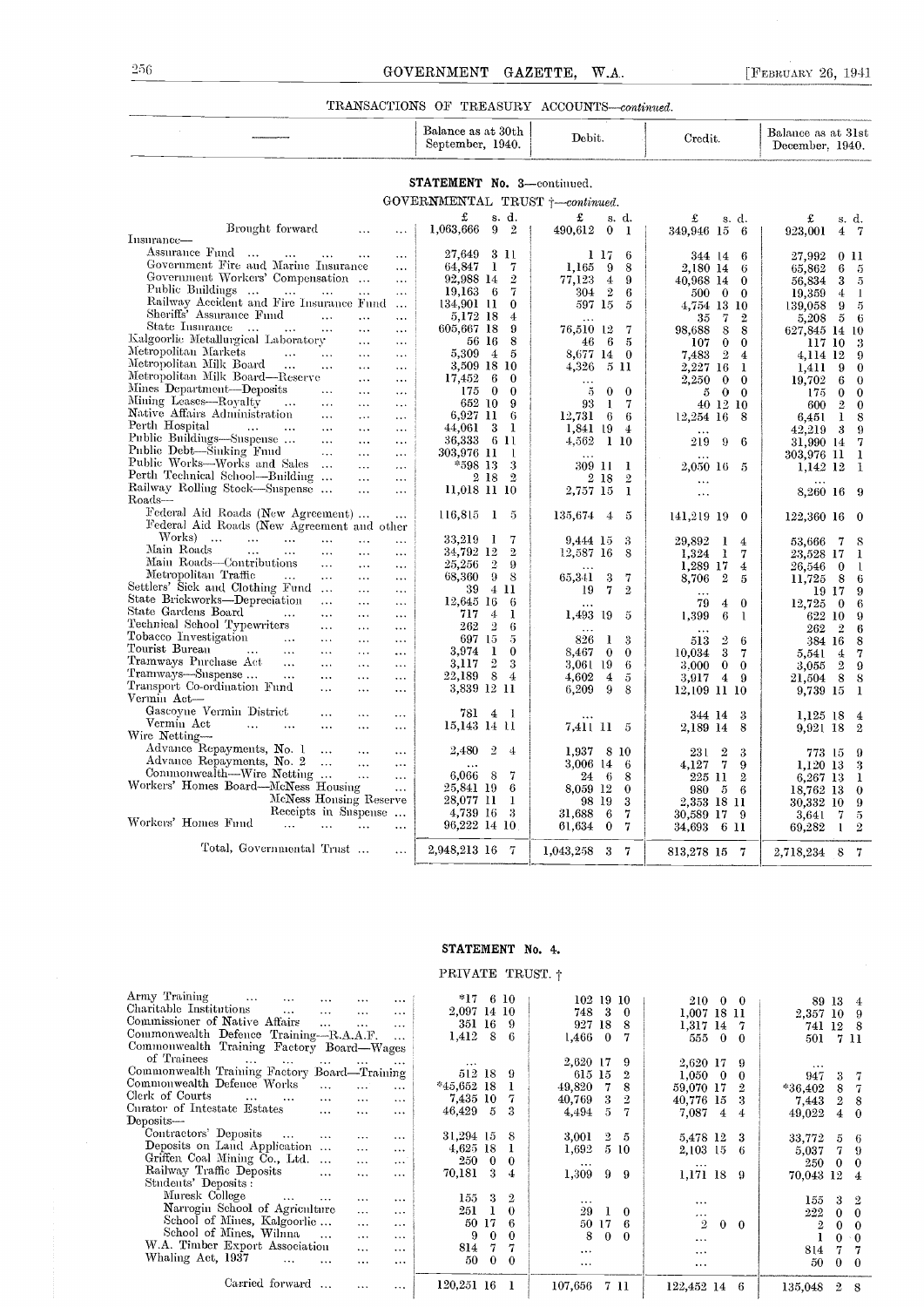TRANSACTIONS OF TREASURY ACCOUNTS—*continued.*

| — | Balance as at 30th September, 1940. | Debit. | Credit. | Balance as at 31st December, 1940. |
|---|---|---|---|---|
| | £ s. d. | £ s. d. | £ s. d. | £ s. d. |

## STATEMENT No. 3—continued.

GOVERNMENTAL TRUST †—*continued.*

| — | Balance as at 30th September, 1940. £ s. d. | Debit. £ s. d. | Credit. £ s. d. | Balance as at 31st December, 1940. £ s. d. |
|---|---|---|---|---|
| Brought forward ... ... | 1,063,666 9 2 | 490,612 0 1 | 349,946 15 6 | 923,001 4 7 |
| Insurance— | | | | |
| Assurance Fund ... ... ... ... | 27,649 3 11 | 1 17 6 | 344 14 6 | 27,992 0 11 |
| Government Fire and Marine Insurance ... | 64,847 1 7 | 1,165 9 8 | 2,180 14 6 | 65,862 6 5 |
| Government Workers' Compensation ... ... | 92,988 14 2 | 77,123 4 9 | 40,968 14 0 | 56,834 3 5 |
| Public Buildings ... ... ... ... | 19,163 6 7 | 304 2 6 | 500 0 0 | 19,359 4 1 |
| Railway Accident and Fire Insurance Fund ... | 134,901 11 0 | 597 15 5 | 4,754 13 10 | 139,058 9 5 |
| Sheriffs' Assurance Fund ... ... ... | 5,172 18 4 | ... | 35 7 2 | 5,208 5 6 |
| State Insurance ... ... ... ... | 605,667 18 9 | 76,510 12 7 | 98,688 8 8 | 627,845 14 10 |
| Kalgoorlie Metallurgical Laboratory ... ... | 56 16 8 | 46 6 5 | 107 0 0 | 117 10 3 |
| Metropolitan Markets ... ... ... ... | 5,309 4 5 | 8,677 14 0 | 7,483 2 4 | 4,114 12 9 |
| Metropolitan Milk Board ... ... ... | 3,509 18 10 | 4,326 5 11 | 2,227 16 1 | 1,411 9 0 |
| Metropolitan Milk Board—Reserve ... ... | 17,452 6 0 | ... | 2,250 0 0 | 19,702 6 0 |
| Mines Department—Deposits ... ... | 175 0 0 | 5 0 0 | 5 0 0 | 175 0 0 |
| Mining Leases—Royalty ... ... ... | 652 10 9 | 93 1 7 | 40 12 10 | 600 2 0 |
| Native Affairs Administration ... ... | 6,927 11 6 | 12,731 6 6 | 12,254 16 8 | 6,451 1 8 |
| Perth Hospital ... ... ... ... | 44,061 3 1 | 1,841 19 4 | ... | 42,219 3 9 |
| Public Buildings—Suspense ... ... ... | 36,333 6 11 | 4,562 1 10 | 219 9 6 | 31,990 14 7 |
| Public Debt—Sinking Fund ... ... ... | 303,976 11 1 | ... | ... | 303,976 11 1 |
| Public Works—Works and Sales ... ... | *598 13 3 | 309 11 1 | 2,050 16 5 | 1,142 12 1 |
| Perth Technical School—Building ... ... | 2 18 2 | 2 18 2 | ... | ... |
| Railway Rolling Stock—Suspense ... ... | 11,018 11 10 | 2,757 15 1 | ... | 8,260 16 9 |
| Roads— | | | | |
| Federal Aid Roads (New Agreement) ... ... | 116,815 1 5 | 135,674 4 5 | 141,219 19 0 | 122,360 16 0 |
| Federal Aid Roads (New Agreement and other Works) ... ... ... ... ... | 33,219 1 7 | 9,444 15 3 | 29,892 1 4 | 53,666 7 8 |
| Main Roads ... ... ... ... | 34,792 12 2 | 12,587 16 8 | 1,324 1 7 | 23,528 17 1 |
| Main Roads—Contributions ... ... ... | 25,256 2 9 | ... | 1,289 17 4 | 26,546 0 1 |
| Metropolitan Traffic ... ... ... ... | 68,360 9 8 | 65,341 3 7 | 8,706 2 5 | 11,725 8 6 |
| Settlers' Sick and Clothing Fund ... ... | 39 4 11 | 19 7 2 | ... | 19 17 9 |
| State Brickworks—Depreciation ... ... | 12,645 16 6 | ... | 79 4 0 | 12,725 0 6 |
| State Gardens Board ... ... ... | 717 4 1 | 1,493 19 5 | 1,399 6 1 | 622 10 9 |
| Technical School Typewriters ... ... | 262 2 6 | ... | ... | 262 2 6 |
| Tobacco Investigation ... ... ... | 697 15 5 | 826 1 3 | 513 2 6 | 384 16 8 |
| Tourist Bureau ... ... ... ... | 3,974 1 0 | 8,467 0 0 | 10,034 3 7 | 5,541 4 7 |
| Tramways Purchase Act ... ... ... | 3,117 2 3 | 3,061 19 6 | 3,000 0 0 | 3,055 2 9 |
| Tramways—Suspense ... ... ... ... | 22,189 8 4 | 4,602 4 5 | 3,917 4 9 | 21,504 8 8 |
| Transport Co-ordination Fund ... ... | 3,839 12 11 | 6,209 9 8 | 12,109 11 10 | 9,739 15 1 |
| Vermin Act— | | | | |
| Gascoyne Vermin District ... ... ... | 781 4 1 | ... | 344 14 3 | 1,125 18 4 |
| Vermin Act ... ... ... ... | 15,143 14 11 | 7,411 11 5 | 2,189 14 8 | 9,921 18 2 |
| Wire Netting— | | | | |
| Advance Repayments, No. 1 ... ... ... | 2,480 2 4 | 1,937 8 10 | 231 2 3 | 773 15 9 |
| Advance Repayments, No. 2 ... ... ... | ... | 3,006 14 6 | 4,127 7 9 | 1,120 13 3 |
| Commonwealth—Wire Netting ... ... ... | 6,066 8 7 | 24 6 8 | 225 11 2 | 6,267 13 1 |
| Workers' Homes Board—McNess Housing ... | 25,841 19 6 | 8,059 12 0 | 980 5 6 | 18,762 13 0 |
| McNess Housing Reserve | 28,077 11 1 | 98 19 3 | 2,353 18 11 | 30,332 10 9 |
| Receipts in Suspense ... | 4,739 16 3 | 31,688 6 7 | 30,589 17 9 | 3,641 7 5 |
| Workers' Homes Fund ... ... ... ... | 96,222 14 10 | 61,634 0 7 | 34,693 6 11 | 69,282 1 2 |
| Total, Governmental Trust ... ... | 2,948,213 16 7 | 1,043,258 3 7 | 813,278 15 7 | 2,718,234 8 7 |

## STATEMENT No. 4.

PRIVATE TRUST. †

| — | Balance as at 30th September, 1940. £ s. d. | Debit. £ s. d. | Credit. £ s. d. | Balance as at 31st December, 1940. £ s. d. |
|---|---|---|---|---|
| Army Training ... ... ... ... ... | *17 6 10 | 102 19 10 | 210 0 0 | 89 13 4 |
| Charitable Institutions ... ... ... ... | 2,097 14 10 | 748 3 0 | 1,007 18 11 | 2,357 10 9 |
| Commissioner of Native Affairs ... ... ... | 351 16 9 | 927 18 8 | 1,317 14 7 | 741 12 8 |
| Commonwealth Defence Training—R.A.A.F. ... | 1,412 8 6 | 1,466 0 7 | 555 0 0 | 501 7 11 |
| Commonwealth Training Factory Board—Wages of Trainees ... ... ... ... ... | ... | 2,620 17 9 | 2,620 17 9 | ... |
| Commonwealth Training Factory Board—Training | 512 18 9 | 615 15 2 | 1,050 0 0 | 947 3 7 |
| Commonwealth Defence Works ... ... ... | *45,652 18 1 | 49,820 7 8 | 59,070 17 2 | *36,402 8 7 |
| Clerk of Courts ... ... ... ... | 7,435 10 7 | 40,769 3 2 | 40,776 15 3 | 7,443 2 8 |
| Curator of Intestate Estates ... ... ... | 46,429 5 3 | 4,494 5 7 | 7,087 4 4 | 49,022 4 0 |
| Deposits— | | | | |
| Contractors' Deposits ... ... ... | 31,294 15 8 | 3,001 2 5 | 5,478 12 3 | 33,772 5 6 |
| Deposits on Land Application ... ... | 4,625 18 1 | 1,692 5 10 | 2,103 15 6 | 5,037 7 9 |
| Griffen Coal Mining Co., Ltd. ... ... | 250 0 0 | ... | ... | 250 0 0 |
| Railway Traffic Deposits ... ... ... | 70,181 3 4 | 1,309 9 9 | 1,171 18 9 | 70,043 12 4 |
| Students' Deposits: | | | | |
| Muresk College ... ... ... ... | 155 3 2 | ... | ... | 155 3 2 |
| Narrogin School of Agriculture ... ... | 251 1 0 | 29 1 0 | ... | 222 0 0 |
| School of Mines, Kalgoorlie ... ... | 50 17 6 | 50 17 6 | 2 0 0 | 2 0 0 |
| School of Mines, Wiluna ... ... ... | 9 0 0 | 8 0 0 | ... | 1 0 0 |
| W.A. Timber Export Association ... ... | 814 7 7 | ... | ... | 814 7 7 |
| Whaling Act, 1937 ... ... ... ... | 50 0 0 | ... | ... | 50 0 0 |
| Carried forward ... ... ... | 120,251 16 1 | 107,656 7 11 | 122,452 14 6 | 135,048 2 8 |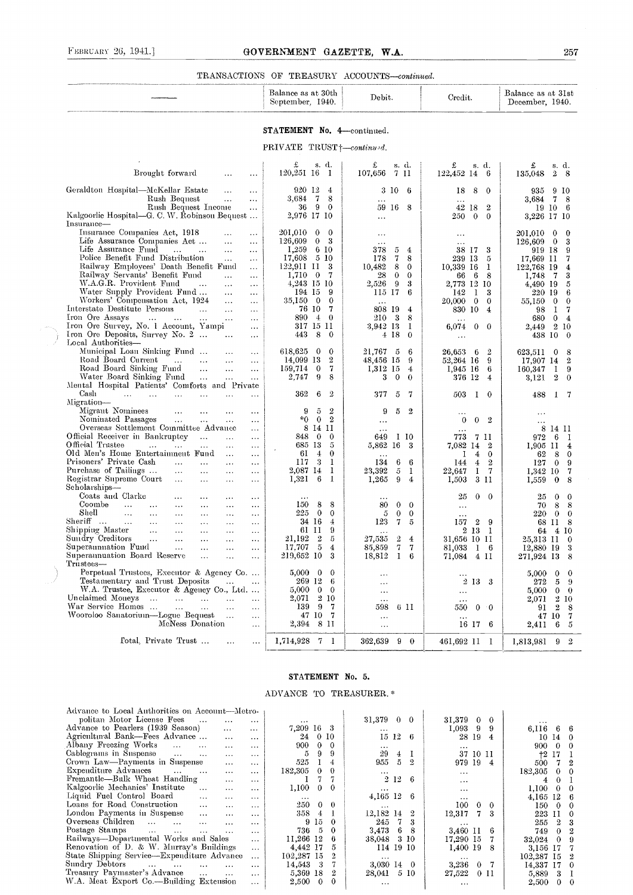TRANSACTIONS OF TREASURY ACCOUNTS—*continued.*

| — | Balance as at 30th September, 1940. | Debit. | Credit. | Balance as at 31st December, 1940. |
|---|---|---|---|---|

**STATEMENT No. 4**—continued.

PRIVATE TRUST†—*continued.*

| | £ s. d. | £ s. d. | £ s. d. | £ s. d. |
|---|---|---|---|---|
| Brought forward ... ... | 120,251 16 1 | 107,656 7 11 | 122,452 14 6 | 135,048 2 8 |
| Geraldton Hospital—McKellar Estate ... ... | 920 12 4 | 3 10 6 | 18 8 0 | 935 9 10 |
| Rush Bequest ... ... | 3,684 7 8 | ... | ... | 3,684 7 8 |
| Rush Bequest Income ... | 36 9 0 | 59 16 8 | 42 18 2 | 19 10 6 |
| Kalgoorlie Hospital—G. C. W. Robinson Bequest ... | 2,976 17 10 | ... | 250 0 0 | 3,226 17 10 |
| Insurance— | | | | |
| Insurance Companies Act, 1918 ... ... | 201,010 0 0 | ... | ... | 201,010 0 0 |
| Life Assurance Companies Act ... ... ... | 126,609 0 3 | ... | ... | 126,609 0 3 |
| Life Assurance Fund ... ... ... | 1,259 6 10 | 378 5 4 | 38 17 3 | 919 18 9 |
| Police Benefit Fund Distribution ... ... | 17,608 5 10 | 178 7 8 | 239 13 5 | 17,669 11 7 |
| Railway Employees' Death Benefit Fund ... | 122,911 11 3 | 10,482 8 0 | 10,339 16 1 | 122,768 19 4 |
| Railway Servants' Benefit Fund ... ... | 1,710 0 7 | 28 0 0 | 66 6 8 | 1,748 7 3 |
| W.A.G.R. Provident Fund ... ... | 4,243 15 10 | 2,526 9 3 | 2,773 12 10 | 4,490 19 5 |
| Water Supply Provident Fund ... ... | 194 15 9 | 115 17 6 | 142 1 3 | 220 19 6 |
| Workers' Compensation Act, 1924 ... ... | 35,150 0 0 | ... | 20,000 0 0 | 55,150 0 0 |
| Interstate Destitute Persons ... ... ... | 76 10 7 | 808 19 4 | 830 10 4 | 98 1 7 |
| Iron Ore Assays ... ... ... ... ... | 890 4 0 | 210 3 8 | ... | 680 0 4 |
| Iron Ore Survey, No. 1 Account, Yampi ... | 317 15 11 | 3,942 13 1 | 6,074 0 0 | 2,449 2 10 |
| Iron Ore Deposits, Survey No. 2 ... ... | 443 8 0 | 4 18 0 | ... | 438 10 0 |
| Local Authorities— | | | | |
| Municipal Loan Sinking Fund ... ... ... | 618,625 0 0 | 21,767 5 6 | 26,653 6 2 | 623,511 0 8 |
| Road Board Current ... ... ... ... | 14,099 13 2 | 48,456 15 9 | 52,264 16 9 | 17,907 14 2 |
| Road Board Sinking Fund ... ... ... | 159,714 0 7 | 1,312 15 4 | 1,945 16 6 | 160,347 1 9 |
| Water Board Sinking Fund ... ... ... | 2,747 9 8 | 3 0 0 | 376 12 4 | 3,121 2 0 |
| Mental Hospital Patients' Comforts and Private Cash ... ... ... ... ... | 362 6 2 | 377 5 7 | 503 1 0 | 488 1 7 |
| Migration— | | | | |
| Migrant Nominees ... ... ... ... | 9 5 2 | 9 5 2 | ... | ... |
| Nominated Passages ... ... ... ... | *0 0 2 | ... | 0 0 2 | ... |
| Overseas Settlement Committee Advance ... | 8 14 11 | ... | ... | 8 14 11 |
| Official Receiver in Bankruptcy ... ... ... | 848 0 0 | 649 1 10 | 773 7 11 | 972 6 1 |
| Official Trustee ... ... ... ... ... | 685 13 5 | 5,862 16 3 | 7,082 14 2 | 1,905 11 4 |
| Old Men's Home Entertainment Fund ... ... | 61 4 0 | ... | 1 4 0 | 62 8 0 |
| Prisoners' Private Cash ... ... ... ... | 117 3 1 | 134 6 6 | 144 4 2 | 127 0 9 |
| Purchase of Tailings ... ... ... ... | 2,087 14 1 | 23,392 5 1 | 22,647 1 7 | 1,342 10 7 |
| Registrar Supreme Court ... ... ... ... | 1,321 6 1 | 1,265 9 4 | 1,503 3 11 | 1,559 0 8 |
| Scholarships— | | | | |
| Coats and Clarke ... ... ... ... | ... | ... | 25 0 0 | 25 0 0 |
| Coombe ... ... ... ... ... | 150 8 8 | 80 0 0 | ... | 70 8 8 |
| Shell ... ... ... ... ... | 225 0 0 | 5 0 0 | ... | 220 0 0 |
| Sheriff ... ... ... ... ... ... | 34 16 4 | 123 7 5 | 157 2 9 | 68 11 8 |
| Shipping Master ... ... ... ... ... | 61 11 9 | ... | 2 13 1 | 64 4 10 |
| Sundry Creditors ... ... ... ... ... | 21,192 2 5 | 27,535 2 4 | 31,656 10 11 | 25,313 11 0 |
| Superannuation Fund ... ... ... ... | 17,707 5 4 | 85,859 7 7 | 81,033 1 6 | 12,880 19 3 |
| Superannuation Board Reserve ... ... ... | 219,652 10 3 | 18,812 1 6 | 71,084 4 11 | 271,924 13 8 |
| Trustees— | | | | |
| Perpetual Trustees, Executor & Agency Co. ... | 5,000 0 0 | ... | ... | 5,000 0 0 |
| Testamentary and Trust Deposits ... ... | 269 12 6 | ... | 2 13 3 | 272 5 9 |
| W.A. Trustee, Executor & Agency Co., Ltd. ... | 5,000 0 0 | ... | ... | 5,000 0 0 |
| Unclaimed Moneys ... ... ... ... ... | 2,071 2 10 | ... | ... | 2,071 2 10 |
| War Service Homes ... ... ... ... | 139 9 7 | 598 6 11 | 550 0 0 | 91 2 8 |
| Wooroloo Sanatorium—Logue Bequest ... ... | 47 10 7 | ... | ... | 47 10 7 |
| McNess Donation ... | 2,394 8 11 | ... | 16 17 6 | 2,411 6 5 |
| Total, Private Trust ... ... ... | 1,714,928 7 1 | 362,639 9 0 | 461,692 11 1 | 1,813,981 9 2 |

**STATEMENT No. 5.**

ADVANCE TO TREASURER.*

| | Balance as at 30th September, 1940. | Debit. | Credit. | Balance as at 31st December, 1940. |
|---|---|---|---|---|
| Advance to Local Authorities on Account—Metropolitan Motor License Fees ... ... ... | ... | 31,379 0 0 | 31,379 0 0 | ... |
| Advance to Pearlers (1939 Season) ... ... | 7,209 16 3 | ... | 1,093 9 9 | 6,116 6 6 |
| Agricultural Bank—Fees Advance ... ... ... | 24 0 10 | 15 12 6 | 28 19 4 | 10 14 0 |
| Albany Freezing Works ... ... ... ... | 900 0 0 | ... | ... | 900 0 0 |
| Cablegrams in Suspense ... ... ... ... | 5 9 9 | 29 4 1 | 37 10 11 | †2 17 1 |
| Crown Law—Payments in Suspense ... ... | 525 1 4 | 955 5 2 | 979 19 4 | 500 7 2 |
| Expenditure Advances ... ... ... ... | 182,305 0 0 | ... | ... | 182,305 0 0 |
| Fremantle—Bulk Wheat Handling ... ... | 1 7 7 | 2 12 6 | ... | 4 0 1 |
| Kalgoorlie Mechanics' Institute ... ... ... | 1,100 0 0 | ... | ... | 1,100 0 0 |
| Liquid Fuel Control Board ... ... ... | ... | 4,165 12 6 | ... | 4,165 12 6 |
| Loans for Road Construction ... ... ... | 250 0 0 | ... | 100 0 0 | 150 0 0 |
| London Payments in Suspense ... ... ... | 358 4 1 | 12,182 14 2 | 12,317 7 3 | 223 11 0 |
| Overseas Children ... ... ... ... | 9 15 0 | 245 7 3 | ... | 255 2 3 |
| Postage Stamps ... ... ... ... ... | 736 5 0 | 3,473 6 8 | 3,460 11 6 | 749 0 2 |
| Railways—Departmental Works and Sales ... | 11,266 12 6 | 38,048 3 10 | 17,290 15 7 | 32,024 0 9 |
| Renovation of D. & W. Murray's Buildings ... | 4,442 17 5 | 114 19 10 | 1,400 19 8 | 3,156 17 7 |
| State Shipping Service—Expenditure Advance ... | 102,287 15 2 | ... | ... | 102,287 15 2 |
| Sundry Debtors ... ... ... ... ... | 14,543 3 7 | 3,030 14 0 | 3,236 0 7 | 14,337 17 0 |
| Treasury Paymaster's Advance ... ... ... | 5,369 18 2 | 28,041 5 10 | 27,522 0 11 | 5,889 3 1 |
| W.A. Meat Export Co.—Building Extension ... | 2,500 0 0 | ... | ... | 2,500 0 0 |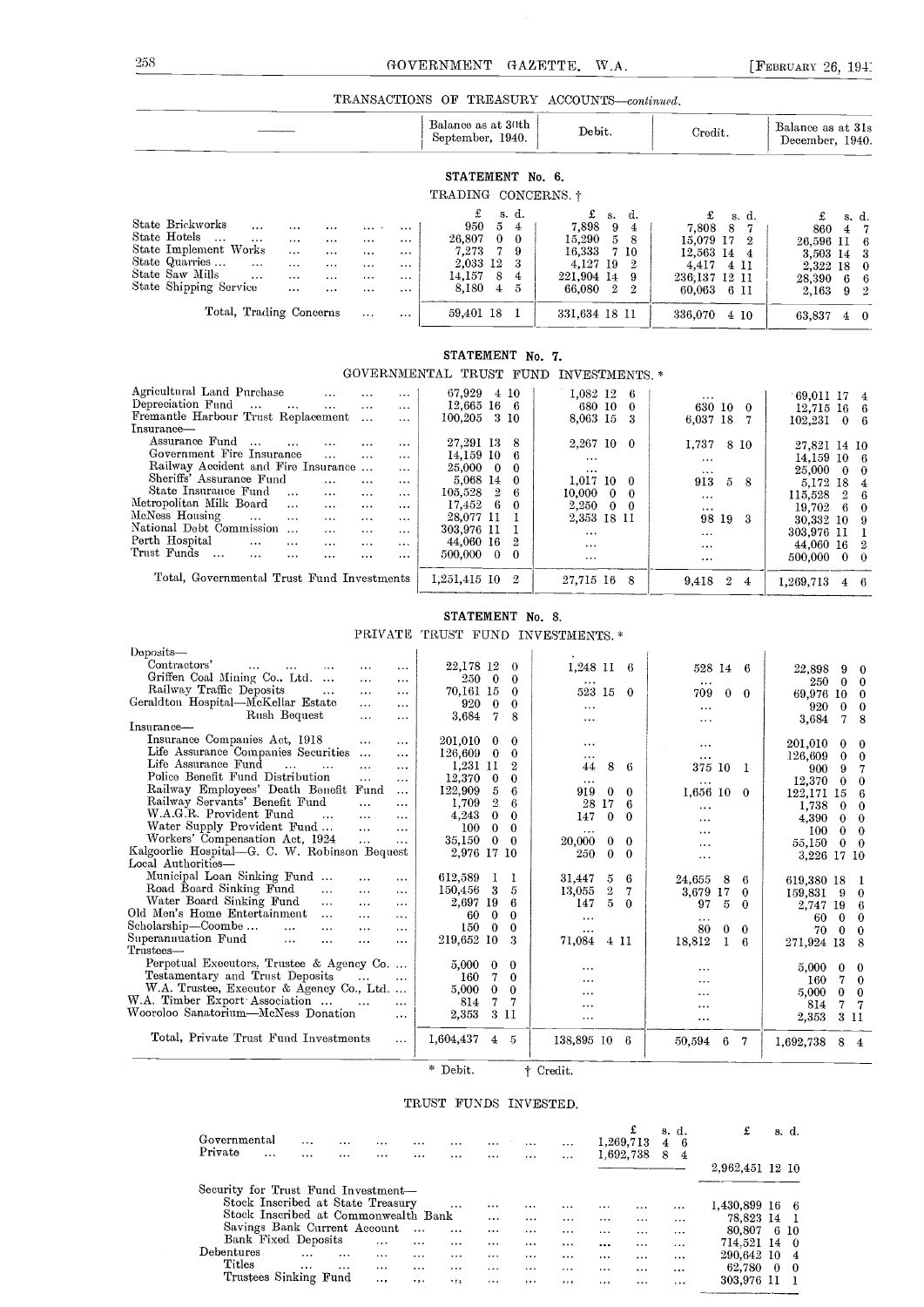## TRANSACTIONS OF TREASURY ACCOUNTS—*continued.*

### STATEMENT No. 6.

TRADING CONCERNS. †

| — | Balance as at 30th September, 1940. | Debit. | Credit. | Balance as at 31st December, 1940. |
|---|---|---|---|---|
| | £ s. d. | £ s. d. | £ s. d. | £ s. d. |
| State Brickworks | 950 5 4 | 7,898 9 4 | 7,808 8 7 | 860 4 7 |
| State Hotels | 26,807 0 0 | 15,290 5 8 | 15,079 17 2 | 26,596 11 6 |
| State Implement Works | 7,273 7 9 | 16,333 7 10 | 12,563 14 4 | 3,503 14 3 |
| State Quarries | 2,033 12 3 | 4,127 19 2 | 4,417 4 11 | 2,322 18 0 |
| State Saw Mills | 14,157 8 4 | 221,904 14 9 | 236,137 12 11 | 28,390 6 6 |
| State Shipping Service | 8,180 4 5 | 66,080 2 2 | 60,063 6 11 | 2,163 9 2 |
| Total, Trading Concerns | 59,401 18 1 | 331,634 18 11 | 336,070 4 10 | 63,837 4 0 |

### STATEMENT No. 7.

GOVERNMENTAL TRUST FUND INVESTMENTS. *

| — | Balance as at 30th September, 1940. | Debit. | Credit. | Balance as at 31st December, 1940. |
|---|---|---|---|---|
| Agricultural Land Purchase | 67,929 4 10 | 1,082 12 6 | ... | 69,011 17 4 |
| Depreciation Fund | 12,665 16 6 | 680 10 0 | 630 10 0 | 12,715 16 6 |
| Fremantle Harbour Trust Replacement | 100,205 3 10 | 8,063 15 3 | 6,037 18 7 | 102,231 0 6 |
| Insurance— | | | | |
| Assurance Fund | 27,291 13 8 | 2,267 10 0 | 1,737 8 10 | 27,821 14 10 |
| Government Fire Insurance | 14,159 10 6 | ... | ... | 14,159 10 6 |
| Railway Accident and Fire Insurance | 25,000 0 0 | ... | ... | 25,000 0 0 |
| Sheriffs' Assurance Fund | 5,068 14 0 | 1,017 10 0 | 913 5 8 | 5,172 18 4 |
| State Insurance Fund | 105,528 2 6 | 10,000 0 0 | ... | 115,528 2 6 |
| Metropolitan Milk Board | 17,452 6 0 | 2,250 0 0 | ... | 19,702 6 0 |
| McNess Housing | 28,077 11 1 | 2,353 18 11 | 98 19 3 | 30,332 10 9 |
| National Debt Commission | 303,976 11 1 | ... | ... | 303,976 11 1 |
| Perth Hospital | 44,060 16 2 | ... | ... | 44,060 16 2 |
| Trust Funds | 500,000 0 0 | ... | ... | 500,000 0 0 |
| Total, Governmental Trust Fund Investments | 1,251,415 10 2 | 27,715 16 8 | 9,418 2 4 | 1,269,713 4 6 |

### STATEMENT No. 8.

PRIVATE TRUST FUND INVESTMENTS. *

| — | Balance as at 30th September, 1940. | Debit. | Credit. | Balance as at 31st December, 1940. |
|---|---|---|---|---|
| Deposits— | | | | |
| Contractors' | 22,178 12 0 | 1,248 11 6 | 528 14 6 | 22,898 9 0 |
| Griffen Coal Mining Co., Ltd. | 250 0 0 | ... | ... | 250 0 0 |
| Railway Traffic Deposits | 70,161 15 0 | 523 15 0 | 709 0 0 | 69,976 10 0 |
| Geraldton Hospital—McKellar Estate | 920 0 0 | ... | ... | 920 0 0 |
| Rush Bequest | 3,684 7 8 | ... | ... | 3,684 7 8 |
| Insurance— | | | | |
| Insurance Companies Act, 1918 | 201,010 0 0 | ... | ... | 201,010 0 0 |
| Life Assurance Companies Securities | 126,609 0 0 | ... | ... | 126,609 0 0 |
| Life Assurance Fund | 1,231 11 2 | 44 8 6 | 375 10 1 | 900 9 7 |
| Police Benefit Fund Distribution | 12,370 0 0 | ... | ... | 12,370 0 0 |
| Railway Employees' Death Benefit Fund | 122,909 5 6 | 919 0 0 | 1,656 10 0 | 122,171 15 6 |
| Railway Servants' Benefit Fund | 1,709 2 6 | 28 17 6 | ... | 1,738 0 0 |
| W.A.G.R. Provident Fund | 4,243 0 0 | 147 0 0 | ... | 4,390 0 0 |
| Water Supply Provident Fund | 100 0 0 | ... | ... | 100 0 0 |
| Workers' Compensation Act, 1924 | 35,150 0 0 | 20,000 0 0 | ... | 55,150 0 0 |
| Kalgoorlie Hospital—G. C. W. Robinson Bequest | 2,976 17 10 | 250 0 0 | ... | 3,226 17 10 |
| Local Authorities— | | | | |
| Municipal Loan Sinking Fund | 612,589 1 1 | 31,447 5 6 | 24,655 8 6 | 619,380 18 1 |
| Road Board Sinking Fund | 150,456 3 5 | 13,055 2 7 | 3,679 17 0 | 159,831 9 0 |
| Water Board Sinking Fund | 2,697 19 6 | 147 5 0 | 97 5 0 | 2,747 19 6 |
| Old Men's Home Entertainment | 60 0 0 | ... | ... | 60 0 0 |
| Scholarship—Coombe | 150 0 0 | ... | 80 0 0 | 70 0 0 |
| Superannuation Fund | 219,652 10 3 | 71,084 4 11 | 18,812 1 6 | 271,924 13 8 |
| Trustees— | | | | |
| Perpetual Executors, Trustee & Agency Co. | 5,000 0 0 | ... | ... | 5,000 0 0 |
| Testamentary and Trust Deposits | 160 7 0 | ... | ... | 160 7 0 |
| W.A. Trustee, Executor & Agency Co., Ltd. | 5,000 0 0 | ... | ... | 5,000 0 0 |
| W.A. Timber Export Association | 814 7 7 | ... | ... | 814 7 7 |
| Wooroloo Sanatorium—McNess Donation | 2,353 3 11 | ... | ... | 2,353 3 11 |
| Total, Private Trust Fund Investments | 1,604,437 4 5 | 138,895 10 6 | 50,594 6 7 | 1,692,738 8 4 |

\* Debit. † Credit.

### TRUST FUNDS INVESTED.

| | £ s. d. | £ s. d. |
|---|---|---|
| Governmental | 1,269,713 4 6 | |
| Private | 1,692,738 8 4 | |
| | | 2,962,451 12 10 |
| Security for Trust Fund Investment— | | |
| Stock Inscribed at State Treasury | | 1,430,899 16 6 |
| Stock Inscribed at Commonwealth Bank | | 78,823 14 1 |
| Savings Bank Current Account | | 80,807 6 10 |
| Bank Fixed Deposits | | 714,521 14 0 |
| Debentures | | 290,642 10 4 |
| Titles | | 62,780 0 0 |
| Trustees Sinking Fund | | 303,976 11 1 |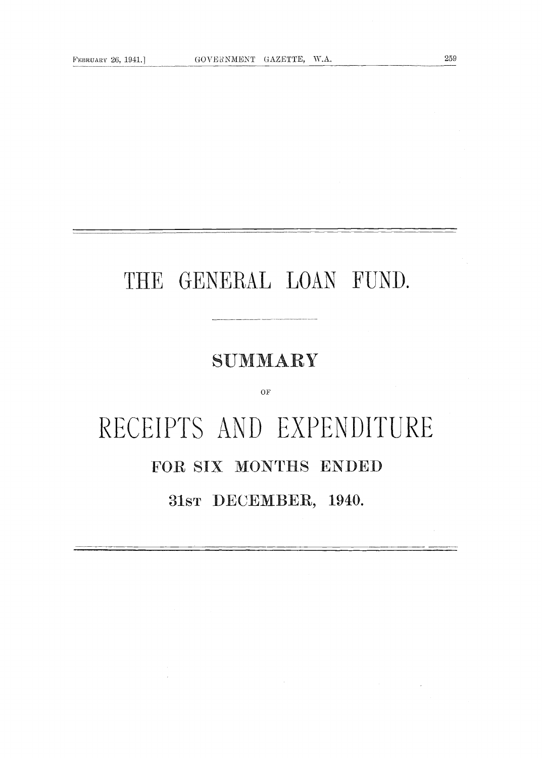# THE GENERAL LOAN FUND.

## SUMMARY

OF

## RECEIPTS AND EXPENDITURE

### FOR SIX MONTHS ENDED

### 31ST DECEMBER, 1940.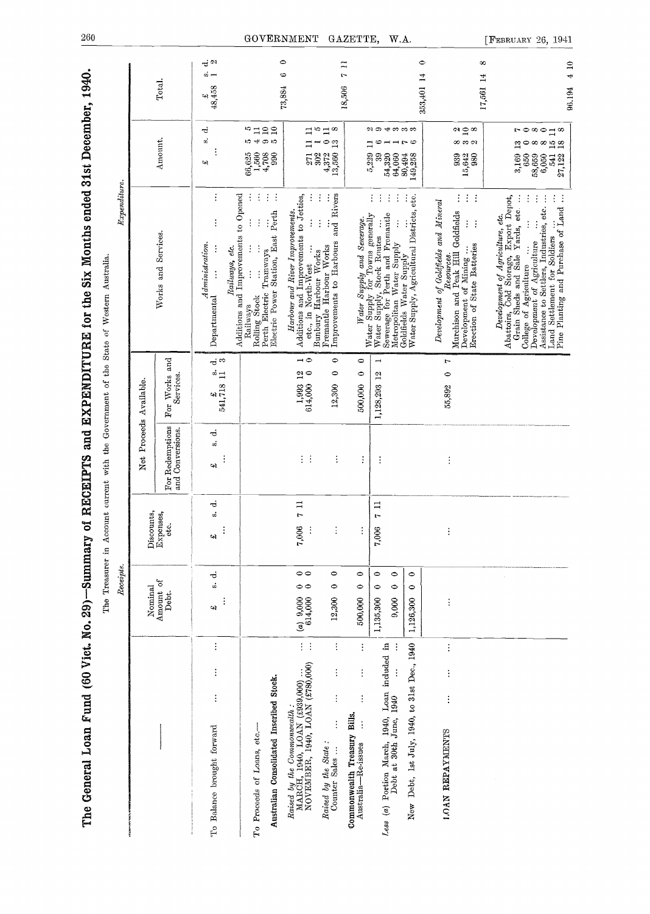# The General Loan Fund (60 Viet. No. 29)—Summary of RECEIPTS and EXPENDITURE for the Six Months ended 31st December, 1940.

The Treasurer in Account current with the Government of the State of Western Australia.

*Receipts.*

| | Nominal Amount of Debt. | Discounts, Expenses, etc. | Net Proceeds Available. For Redemptions and Conversions. | Net Proceeds Available. For Works and Services. |
|---|---|---|---|---|
| | £ s. d. | £ s. d. | £ s. d. | £ s. d. |
| To Balance brought forward ... ... ... | ... | ... | ... | 541,718 11 3 |
| To Proceeds of Loans, etc.— | | | | |
| **Australian Consolidated Inscribed Stock.** | | | | |
| *Raised by the Commonwealth:* MARCH, 1940, LOAN (£930,000) ... | (a) 9,000 0 0 | 7,006 7 11 | ... | 1,993 12 1 |
| NOVEMBER, 1940, LOAN (£780,000) ... | 614,000 0 0 | ... | ... | 614,000 0 0 |
| *Raised by the State:* Counter Sales ... ... ... ... | 12,300 0 0 | ... | ... | 12,300 0 0 |
| **Commonwealth Treasury Bills.** Australia—Re-issues ... ... ... | 500,000 0 0 | ... | ... | 500,000 0 0 |
| | 1,135,300 0 0 | 7,006 7 11 | ... | 1,128,293 12 1 |
| *Less* (a) Portion March, 1940, Loan included in Debt at 30th June, 1940 ... ... | 9,000 0 0 | | | |
| New Debt, 1st July, 1940, to 31st Dec., 1940 | 1,126,300 0 0 | | | |
| LOAN REPAYMENTS ... ... ... | ... | ... | ... | 55,892 0 7 |

*Expenditure.*

| Works and Services. | Amount. | Total. |
|---|---|---|
| | £ s. d. | £ s. d. |
| *Administration.* | | |
| Departmental ... ... ... | ... | 48,458 1 2 |
| *Railways, etc.* | | |
| Additions and Improvements to Opened Railways ... ... ... | 66,625 5 5 | |
| Rolling Stock ... ... ... | 1,560 4 11 | |
| Perth Electric Tramways ... ... | 4,708 9 10 | |
| Electric Power Station, East Perth ... | 990 5 10 | 73,884 6 0 |
| *Harbour and River Improvements.* | | |
| Additions and Improvements to Jetties, etc., in North-West ... ... | 271 11 11 | |
| Bunbury Harbour Works ... ... | 302 1 5 | |
| Fremantle Harbour Works ... ... | 4,372 0 11 | |
| Improvements to Harbours and Rivers | 13,560 13 8 | 18,506 7 11 |
| *Water Supply and Sewerage.* | | |
| Water Supply for Towns generally ... | 5,229 11 2 | |
| Water Supply, Stock Routes ... ... | 39 6 9 | |
| Sewerage for Perth and Fremantle ... | 54,320 1 4 | |
| Metropolitan Water Supply ... ... | 64,060 1 3 | |
| Goldfields Water Supply ... ... | 80,494 7 3 | |
| Water Supply, Agricultural Districts, etc. | 149,258 6 3 | 353,401 14 0 |
| *Development of Goldfields and Mineral Resources.* | | |
| Murchison and Peak Hill Goldfields ... | 939 8 2 | |
| Development of Mining ... ... | 15,642 3 10 | |
| Erection of State Batteries ... ... | 980 2 8 | 17,561 14 8 |
| *Development of Agriculture, etc.* | | |
| Abattoirs, Cold Storage, Export Depot, Grain Sheds and Sale Yards, etc. ... | 3,169 13 7 | |
| College of Agriculture ... ... | 650 0 0 | |
| Development of Agriculture ... ... | 58,659 8 8 | |
| Assistance to Settlers, Industries, etc. ... | 6,050 8 0 | |
| Land Settlement for Soldiers ... ... | 541 15 11 | |
| Pine Planting and Purchase of Land ... | 27,122 18 8 | 96,194 4 10 |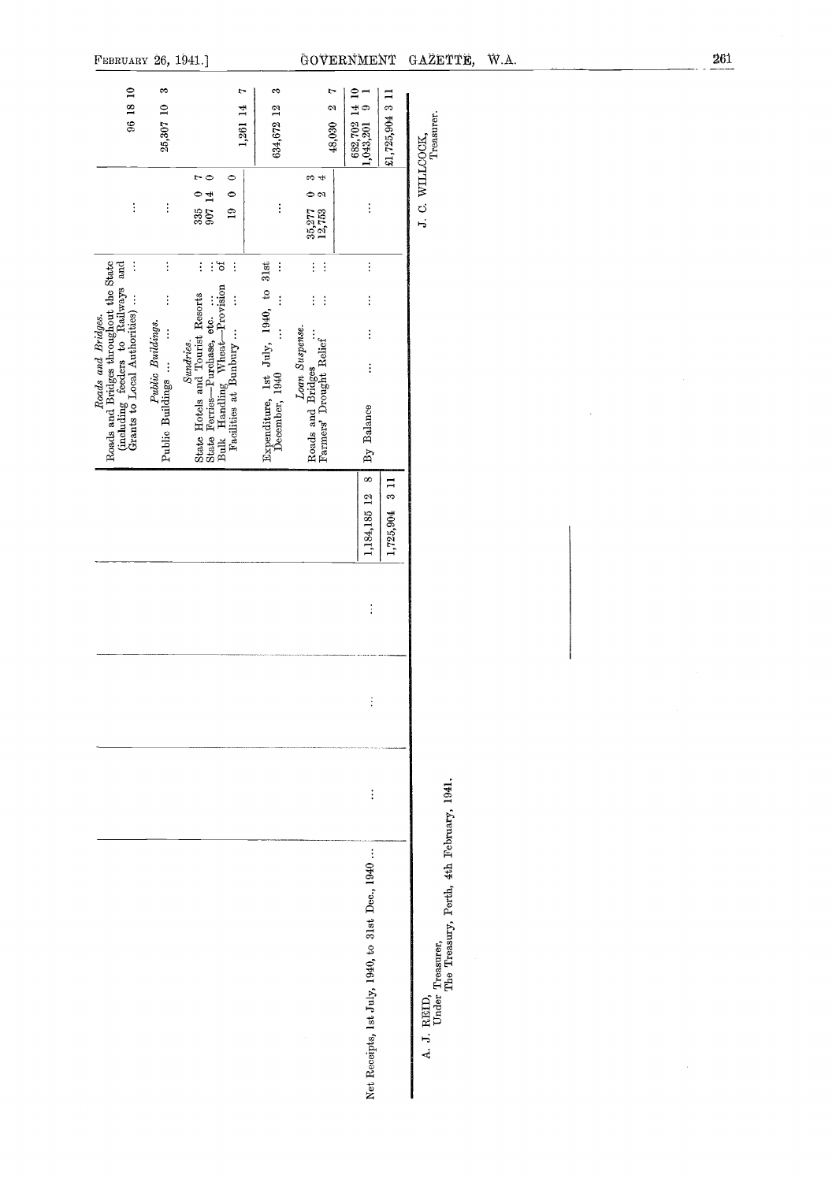| Receipts | | £ s. d. |
|---|---|---|
| Net Receipts, 1st July, 1940, to 31st Dec., 1940 ... | ... | 1,184,185 12 8 |
| | | 1,725,904 3 11 |

| Expenditure | £ s. d. | £ s. d. |
|---|---|---|
| *Roads and Bridges.* | | |
| Roads and Bridges throughout the State (including feeders to Railways and Grants to Local Authorities) ... | ... | 96 18 10 |
| *Public Buildings.* | | |
| Public Buildings ... ... | ... | 25,307 10 3 |
| *Sundries.* | | |
| State Hotels and Tourist Resorts ... | 335 0 7 | |
| State Ferries—Purchase, etc. ... | 907 14 0 | |
| Bulk Handling Wheat—Provision of Facilities at Bunbury ... | 19 0 0 | |
| | | 1,261 14 7 |
| Expenditure, 1st July, 1940, to 31st December, 1940 ... | ... | 634,672 12 3 |
| *Loan Suspense.* | | |
| Roads and Bridges ... | 35,277 0 3 | |
| Farmers' Drought Relief ... | 12,753 2 4 | |
| | | 48,030 2 7 |
| | | 682,702 14 10 |
| By Balance ... ... | ... | 1,043,201 9 1 |
| | | £1,725,904 3 11 |

A. J. REID,
Under Treasurer,
The Treasury, Perth, 4th February, 1941.

J. C. WILLCOCK,
Treasurer.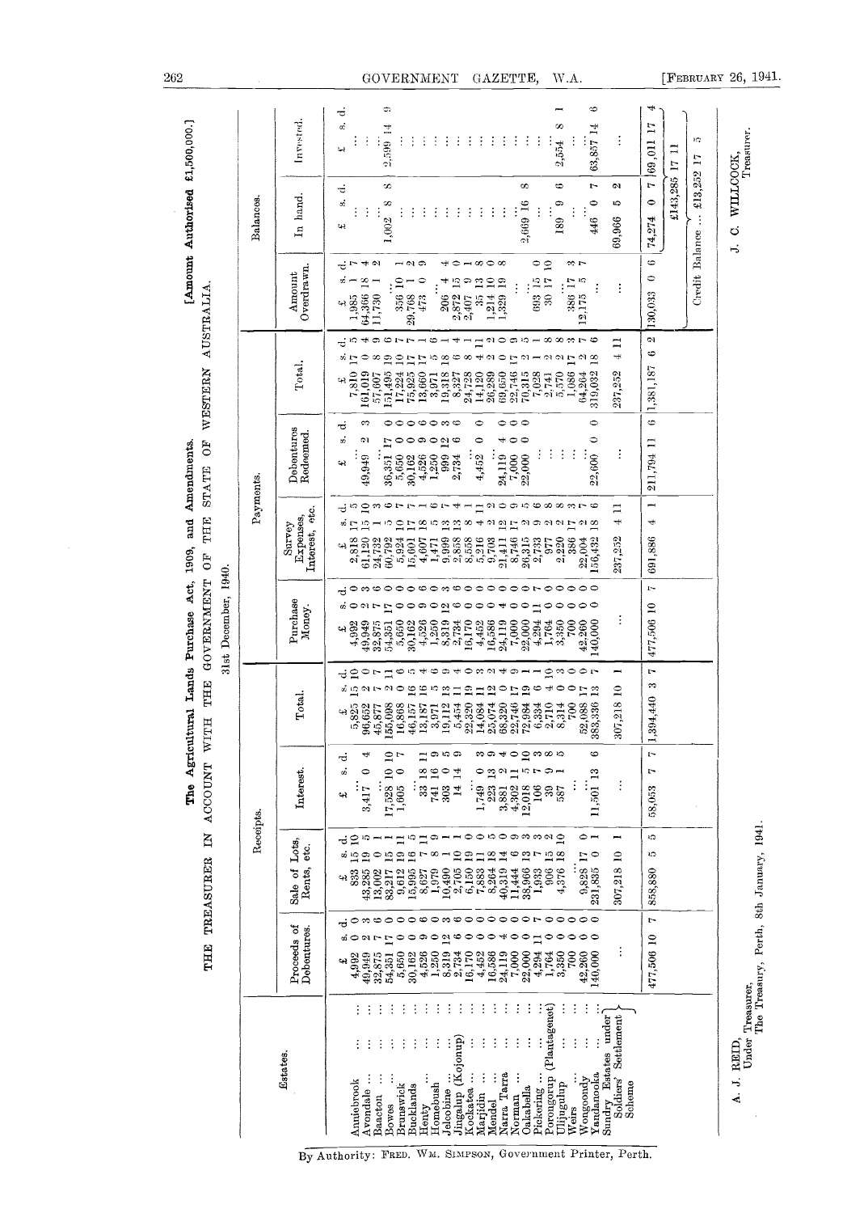## The Agricultural Lands Purchase Act, 1909, and Amendments.

**THE TREASURER IN ACCOUNT WITH THE GOVERNMENT OF THE STATE OF WESTERN AUSTRALIA.** [Amount Authorised £1,500,000.]

31st December, 1940.

| Estates. | Receipts. | | | | Payments. | | | | Amount Overdrawn. | Balances. | |
|---|---|---|---|---|---|---|---|---|---|---|---|
| | Proceeds of Debentures. | Sale of Lots, Rents, etc. | Interest. | Total. | Purchase Money. | Survey Expenses, Interest, etc. | Debentures Redeemed. | Total. | | In hand. | Invested. |
| | £ s. d. | £ s. d. | £ s. d. | £ s. d. | £ s. d. | £ s. d. | £ s. d. | £ s. d. | £ s. d. | £ s. d. | £ s. d. |
| Anniebrook ... | 4,992 0 0 | 833 15 10 | ... | 5,825 15 10 | 4,992 0 0 | 2,818 17 5 | ... | 7,810 17 5 | 1,985 1 7 | ... | ... |
| Avondale ... | 49,949 2 3 | 43,285 19 5 | 3,417 0 4 | 96,652 2 0 | 49,949 2 3 | 61,120 15 10 | 49,949 2 3 | 161,019 0 4 | 64,366 18 4 | ... | ... |
| Baacton ... | 32,875 7 6 | 13,002 0 1 | ... | 45,877 7 7 | 32,875 7 6 | 24,732 1 3 | ... | 57,607 8 9 | 11,730 1 2 | ... | ... |
| Bowes ... | 54,351 17 0 | 83,217 15 1 | 17,528 10 10 | 155,098 2 11 | 54,351 17 0 | 60,792 5 6 | 36,351 17 0 | 151,495 19 6 | ... | 1,002 8 8 | 2,599 14 9 |
| Brunswick ... | 5,650 0 0 | 9,612 19 11 | 1,605 0 7 | 16,868 0 6 | 5,650 0 0 | 5,924 10 7 | 5,650 0 0 | 17,224 10 7 | 356 10 1 | ... | ... |
| Bucklands ... | 30,162 0 0 | 15,995 16 5 | ... | 46,157 16 5 | 30,162 0 0 | 15,601 17 7 | 30,162 0 0 | 75,925 17 7 | 29,768 1 2 | ... | ... |
| Henty ... | 4,526 9 6 | 8,627 7 11 | 33 18 11 | 13,187 16 4 | 4,526 9 6 | 4,607 18 1 | 4,526 9 6 | 13,660 17 1 | 473 0 9 | ... | ... |
| Homebush ... | 1,250 0 0 | 1,979 8 9 | 741 16 9 | 3,971 5 6 | 1,250 0 0 | 1,471 5 6 | 1,250 0 0 | 3,971 5 6 | ... | ... | ... |
| Jelcobine ... | 8,319 12 3 | 10,490 1 1 | 303 0 5 | 19,112 13 9 | 8,319 12 3 | 9,999 13 7 | 999 12 3 | 19,318 18 1 | 206 4 4 | ... | ... |
| Jingalup (Kojonup) | 2,734 6 6 | 2,705 10 1 | 14 14 9 | 5,454 11 4 | 2,734 6 6 | 2,858 13 4 | 2,734 6 6 | 8,327 6 4 | 2,872 15 0 | ... | ... |
| Kockatea ... | 16,170 0 0 | 6,150 19 0 | ... | 22,320 19 0 | 16,170 0 0 | 8,558 8 1 | ... | 24,728 8 1 | 2,407 9 1 | ... | ... |
| Marjidin ... | 4,452 0 0 | 7,883 11 0 | 1,749 0 3 | 14,084 11 3 | 4,452 0 0 | 5,216 4 11 | 4,452 0 0 | 14,120 4 11 | 35 13 8 | ... | ... |
| Mendel ... | 16,586 0 0 | 8,264 18 5 | 223 13 9 | 25,074 12 2 | 16,586 0 0 | 9,703 2 2 | ... | 26,289 2 2 | 1,214 10 0 | ... | ... |
| Narra Tarra ... | 24,119 4 0 | 40,319 14 0 | 3,881 2 4 | 68,320 0 4 | 24,119 4 0 | 21,411 12 0 | 24,119 4 0 | 69,650 0 0 | 1,329 19 8 | ... | ... |
| Norman ... | 7,000 0 0 | 11,444 6 9 | 4,302 11 0 | 22,746 17 9 | 7,000 0 0 | 8,746 17 9 | 7,000 0 0 | 22,746 17 9 | ... | ... | ... |
| Oakabella ... | 22,000 0 0 | 38,966 13 3 | 12,018 5 10 | 72,984 19 1 | 22,000 0 0 | 26,315 2 5 | 22,000 0 0 | 70,315 2 5 | ... | 2,669 16 8 | ... |
| Pickering ... | 4,294 11 7 | 1,933 7 3 | 106 7 3 | 6,334 6 1 | 4,294 11 7 | 2,733 9 6 | ... | 7,028 1 1 | 693 15 0 | ... | ... |
| Porongorup (Plantagenet) | 1,764 0 0 | 906 15 2 | 39 9 8 | 2,710 4 10 | 1,764 0 0 | 977 2 8 | ... | 2,741 2 8 | 30 17 10 | ... | ... |
| Uljingulup ... | 3,350 0 0 | 4,376 18 10 | 587 1 5 | 8,314 0 3 | 3,350 0 0 | 2,220 2 8 | ... | 5,570 2 8 | ... | 189 9 6 | 2,554 8 1 |
| Weirs ... | 700 0 0 | ... | ... | 700 0 0 | 700 0 0 | 386 17 3 | ... | 1,086 17 3 | 386 17 3 | ... | ... |
| Wongoondy ... | 42,260 0 0 | 9,828 17 0 | ... | 52,088 17 0 | 42,260 0 0 | 22,004 2 7 | ... | 64,264 2 7 | 12,175 5 7 | ... | ... |
| Yandanooka ... | 140,000 0 0 | 231,835 0 1 | 11,501 13 6 | 383,336 13 7 | 140,000 0 0 | 156,432 18 6 | 22,600 0 0 | 319,032 18 6 | ... | 446 0 7 | 63,857 14 6 |
| Sundry Estates under Soldiers' Settlement Scheme | ... | 307,218 10 1 | ... | 307,218 10 1 | ... | 237,252 4 11 | ... | 237,252 4 11 | ... | 69,966 5 2 | ... |
| | 477,506 10 7 | 858,880 5 5 | 58,053 7 7 | 1,394,440 3 7 | 477,506 10 7 | 691,886 4 1 | 211,794 11 6 | 1,381,187 6 2 | 130,033 0 6 | 74,274 0 7 | 69,011 17 4 |
| | | | | | | | | | | £143,285 17 11 | |
| | | | | | | | | | Credit Balance ... | £13,252 17 5 | |

A. J. REID,
Under Treasurer.
The Treasury, Perth, 8th January, 1941.

J. C. WILLCOCK,
Treasurer.

By Authority: FRED. WM. SIMPSON, Government Printer, Perth.